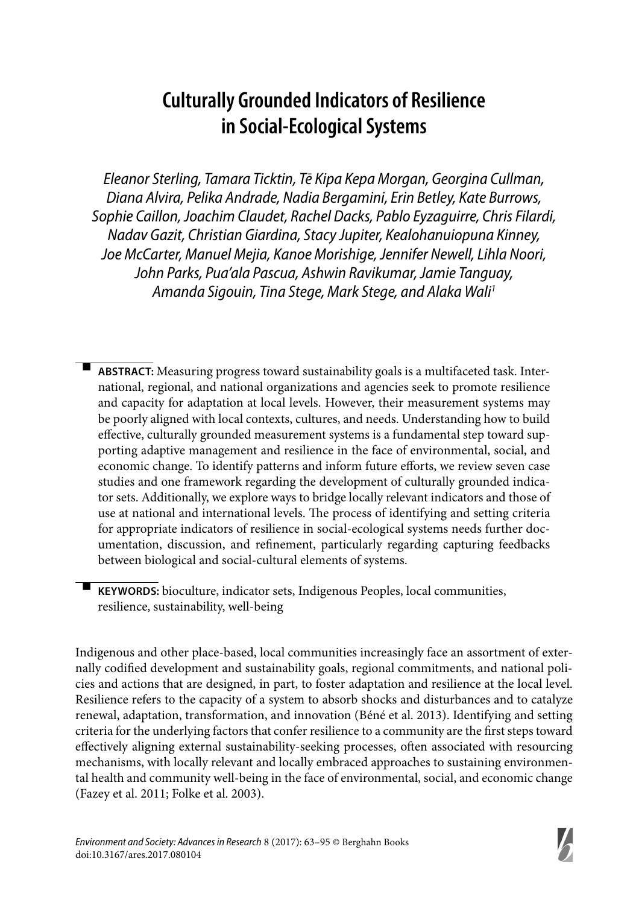# Culturally Grounded Indicators of Resilience in Social-Ecological Systems

*Eleanor Sterling, Tamara Ticktin, Tē Kipa Kepa Morgan, Georgina Cullman, Diana Alvira, Pelika Andrade, Nadia Bergamini, Erin Betley, Kate Burrows, Sophie Caillon, Joachim Claudet, Rachel Dacks, Pablo Eyzaguirre, Chris Filardi, Nadav Gazit, Christian Giardina, Stacy Jupiter, Kealohanuiopuna Kinney, Joe McCarter, Manuel Mejia, Kanoe Morishige, Jennifer Newell, Lihla Noori, John Parks, Pua'ala Pascua, Ashwin Ravikumar, Jamie Tanguay, Amanda Sigouin, Tina Stege, Mark Stege, and Alaka Wali*[1]

**ABSTRACT:** Measuring progress toward sustainability goals is a multifaceted task. International, regional, and national organizations and agencies seek to promote resilience and capacity for adaptation at local levels. However, their measurement systems may be poorly aligned with local contexts, cultures, and needs. Understanding how to build effective, culturally grounded measurement systems is a fundamental step toward supporting adaptive management and resilience in the face of environmental, social, and economic change. To identify patterns and inform future efforts, we review seven case studies and one framework regarding the development of culturally grounded indicator sets. Additionally, we explore ways to bridge locally relevant indicators and those of use at national and international levels. The process of identifying and setting criteria for appropriate indicators of resilience in social-ecological systems needs further documentation, discussion, and refinement, particularly regarding capturing feedbacks between biological and social-cultural elements of systems.

**KEYWORDS:** bioculture, indicator sets, Indigenous Peoples, local communities, resilience, sustainability, well-being

Indigenous and other place-based, local communities increasingly face an assortment of externally codified development and sustainability goals, regional commitments, and national policies and actions that are designed, in part, to foster adaptation and resilience at the local level. Resilience refers to the capacity of a system to absorb shocks and disturbances and to catalyze renewal, adaptation, transformation, and innovation (Béné et al. 2013). Identifying and setting criteria for the underlying factors that confer resilience to a community are the first steps toward effectively aligning external sustainability-seeking processes, often associated with resourcing mechanisms, with locally relevant and locally embraced approaches to sustaining environmental health and community well-being in the face of environmental, social, and economic change (Fazey et al. 2011; Folke et al. 2003).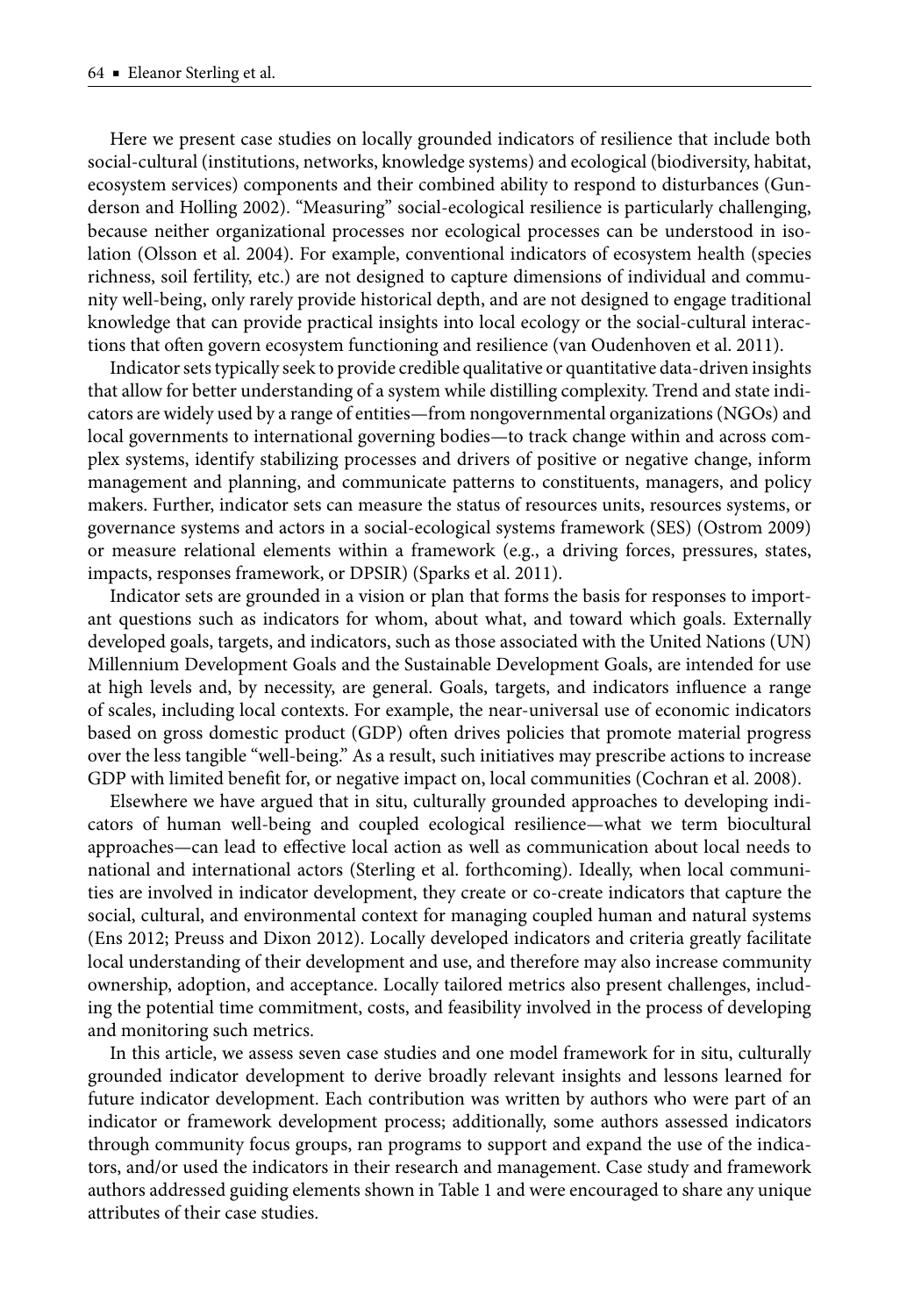Here we present case studies on locally grounded indicators of resilience that include both social-cultural (institutions, networks, knowledge systems) and ecological (biodiversity, habitat, ecosystem services) components and their combined ability to respond to disturbances (Gunderson and Holling 2002). "Measuring" social-ecological resilience is particularly challenging, because neither organizational processes nor ecological processes can be understood in isolation (Olsson et al. 2004). For example, conventional indicators of ecosystem health (species richness, soil fertility, etc.) are not designed to capture dimensions of individual and community well-being, only rarely provide historical depth, and are not designed to engage traditional knowledge that can provide practical insights into local ecology or the social-cultural interactions that often govern ecosystem functioning and resilience (van Oudenhoven et al. 2011).

Indicator sets typically seek to provide credible qualitative or quantitative data-driven insights that allow for better understanding of a system while distilling complexity. Trend and state indicators are widely used by a range of entities—from nongovernmental organizations (NGOs) and local governments to international governing bodies—to track change within and across complex systems, identify stabilizing processes and drivers of positive or negative change, inform management and planning, and communicate patterns to constituents, managers, and policy makers. Further, indicator sets can measure the status of resources units, resources systems, or governance systems and actors in a social-ecological systems framework (SES) (Ostrom 2009) or measure relational elements within a framework (e.g., a driving forces, pressures, states, impacts, responses framework, or DPSIR) (Sparks et al. 2011).

Indicator sets are grounded in a vision or plan that forms the basis for responses to important questions such as indicators for whom, about what, and toward which goals. Externally developed goals, targets, and indicators, such as those associated with the United Nations (UN) Millennium Development Goals and the Sustainable Development Goals, are intended for use at high levels and, by necessity, are general. Goals, targets, and indicators influence a range of scales, including local contexts. For example, the near-universal use of economic indicators based on gross domestic product (GDP) often drives policies that promote material progress over the less tangible "well-being." As a result, such initiatives may prescribe actions to increase GDP with limited benefit for, or negative impact on, local communities (Cochran et al. 2008).

Elsewhere we have argued that in situ, culturally grounded approaches to developing indicators of human well-being and coupled ecological resilience—what we term biocultural approaches—can lead to effective local action as well as communication about local needs to national and international actors (Sterling et al. forthcoming). Ideally, when local communities are involved in indicator development, they create or co-create indicators that capture the social, cultural, and environmental context for managing coupled human and natural systems (Ens 2012; Preuss and Dixon 2012). Locally developed indicators and criteria greatly facilitate local understanding of their development and use, and therefore may also increase community ownership, adoption, and acceptance. Locally tailored metrics also present challenges, including the potential time commitment, costs, and feasibility involved in the process of developing and monitoring such metrics.

In this article, we assess seven case studies and one model framework for in situ, culturally grounded indicator development to derive broadly relevant insights and lessons learned for future indicator development. Each contribution was written by authors who were part of an indicator or framework development process; additionally, some authors assessed indicators through community focus groups, ran programs to support and expand the use of the indicators, and/or used the indicators in their research and management. Case study and framework authors addressed guiding elements shown in Table 1 and were encouraged to share any unique attributes of their case studies.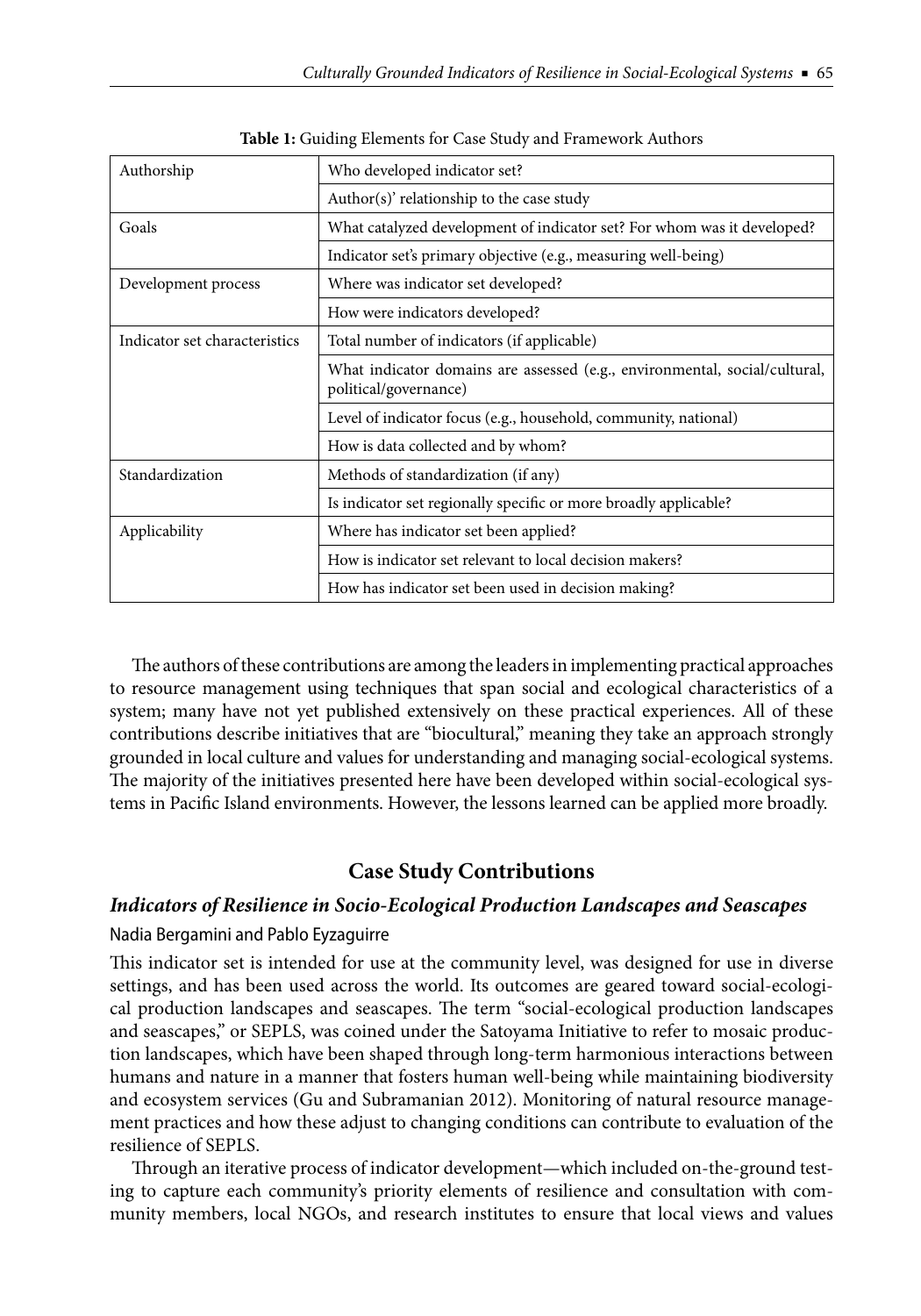**Table 1:** Guiding Elements for Case Study and Framework Authors

| | |
|---|---|
| Authorship | Who developed indicator set? |
| | Author(s)' relationship to the case study |
| Goals | What catalyzed development of indicator set? For whom was it developed? |
| | Indicator set's primary objective (e.g., measuring well-being) |
| Development process | Where was indicator set developed? |
| | How were indicators developed? |
| Indicator set characteristics | Total number of indicators (if applicable) |
| | What indicator domains are assessed (e.g., environmental, social/cultural, political/governance) |
| | Level of indicator focus (e.g., household, community, national) |
| | How is data collected and by whom? |
| Standardization | Methods of standardization (if any) |
| | Is indicator set regionally specific or more broadly applicable? |
| Applicability | Where has indicator set been applied? |
| | How is indicator set relevant to local decision makers? |
| | How has indicator set been used in decision making? |

The authors of these contributions are among the leaders in implementing practical approaches to resource management using techniques that span social and ecological characteristics of a system; many have not yet published extensively on these practical experiences. All of these contributions describe initiatives that are "biocultural," meaning they take an approach strongly grounded in local culture and values for understanding and managing social-ecological systems. The majority of the initiatives presented here have been developed within social-ecological systems in Pacific Island environments. However, the lessons learned can be applied more broadly.

## Case Study Contributions

### *Indicators of Resilience in Socio-Ecological Production Landscapes and Seascapes*

Nadia Bergamini and Pablo Eyzaguirre

This indicator set is intended for use at the community level, was designed for use in diverse settings, and has been used across the world. Its outcomes are geared toward social-ecological production landscapes and seascapes. The term "social-ecological production landscapes and seascapes," or SEPLS, was coined under the Satoyama Initiative to refer to mosaic production landscapes, which have been shaped through long-term harmonious interactions between humans and nature in a manner that fosters human well-being while maintaining biodiversity and ecosystem services (Gu and Subramanian 2012). Monitoring of natural resource management practices and how these adjust to changing conditions can contribute to evaluation of the resilience of SEPLS.

Through an iterative process of indicator development—which included on-the-ground testing to capture each community's priority elements of resilience and consultation with community members, local NGOs, and research institutes to ensure that local views and values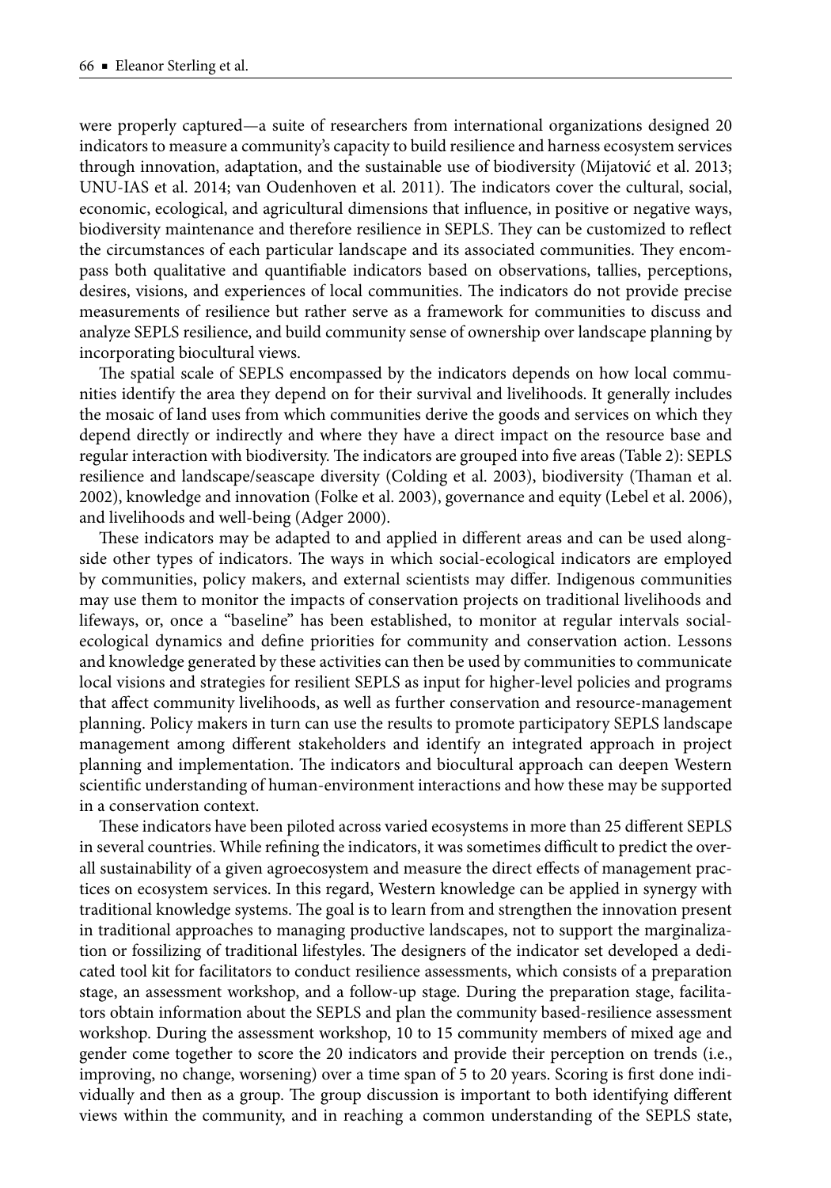were properly captured—a suite of researchers from international organizations designed 20 indicators to measure a community's capacity to build resilience and harness ecosystem services through innovation, adaptation, and the sustainable use of biodiversity (Mijatović et al. 2013; UNU-IAS et al. 2014; van Oudenhoven et al. 2011). The indicators cover the cultural, social, economic, ecological, and agricultural dimensions that influence, in positive or negative ways, biodiversity maintenance and therefore resilience in SEPLS. They can be customized to reflect the circumstances of each particular landscape and its associated communities. They encompass both qualitative and quantifiable indicators based on observations, tallies, perceptions, desires, visions, and experiences of local communities. The indicators do not provide precise measurements of resilience but rather serve as a framework for communities to discuss and analyze SEPLS resilience, and build community sense of ownership over landscape planning by incorporating biocultural views.

The spatial scale of SEPLS encompassed by the indicators depends on how local communities identify the area they depend on for their survival and livelihoods. It generally includes the mosaic of land uses from which communities derive the goods and services on which they depend directly or indirectly and where they have a direct impact on the resource base and regular interaction with biodiversity. The indicators are grouped into five areas (Table 2): SEPLS resilience and landscape/seascape diversity (Colding et al. 2003), biodiversity (Thaman et al. 2002), knowledge and innovation (Folke et al. 2003), governance and equity (Lebel et al. 2006), and livelihoods and well-being (Adger 2000).

These indicators may be adapted to and applied in different areas and can be used alongside other types of indicators. The ways in which social-ecological indicators are employed by communities, policy makers, and external scientists may differ. Indigenous communities may use them to monitor the impacts of conservation projects on traditional livelihoods and lifeways, or, once a "baseline" has been established, to monitor at regular intervals social-ecological dynamics and define priorities for community and conservation action. Lessons and knowledge generated by these activities can then be used by communities to communicate local visions and strategies for resilient SEPLS as input for higher-level policies and programs that affect community livelihoods, as well as further conservation and resource-management planning. Policy makers in turn can use the results to promote participatory SEPLS landscape management among different stakeholders and identify an integrated approach in project planning and implementation. The indicators and biocultural approach can deepen Western scientific understanding of human-environment interactions and how these may be supported in a conservation context.

These indicators have been piloted across varied ecosystems in more than 25 different SEPLS in several countries. While refining the indicators, it was sometimes difficult to predict the overall sustainability of a given agroecosystem and measure the direct effects of management practices on ecosystem services. In this regard, Western knowledge can be applied in synergy with traditional knowledge systems. The goal is to learn from and strengthen the innovation present in traditional approaches to managing productive landscapes, not to support the marginalization or fossilizing of traditional lifestyles. The designers of the indicator set developed a dedicated tool kit for facilitators to conduct resilience assessments, which consists of a preparation stage, an assessment workshop, and a follow-up stage. During the preparation stage, facilitators obtain information about the SEPLS and plan the community based-resilience assessment workshop. During the assessment workshop, 10 to 15 community members of mixed age and gender come together to score the 20 indicators and provide their perception on trends (i.e., improving, no change, worsening) over a time span of 5 to 20 years. Scoring is first done individually and then as a group. The group discussion is important to both identifying different views within the community, and in reaching a common understanding of the SEPLS state,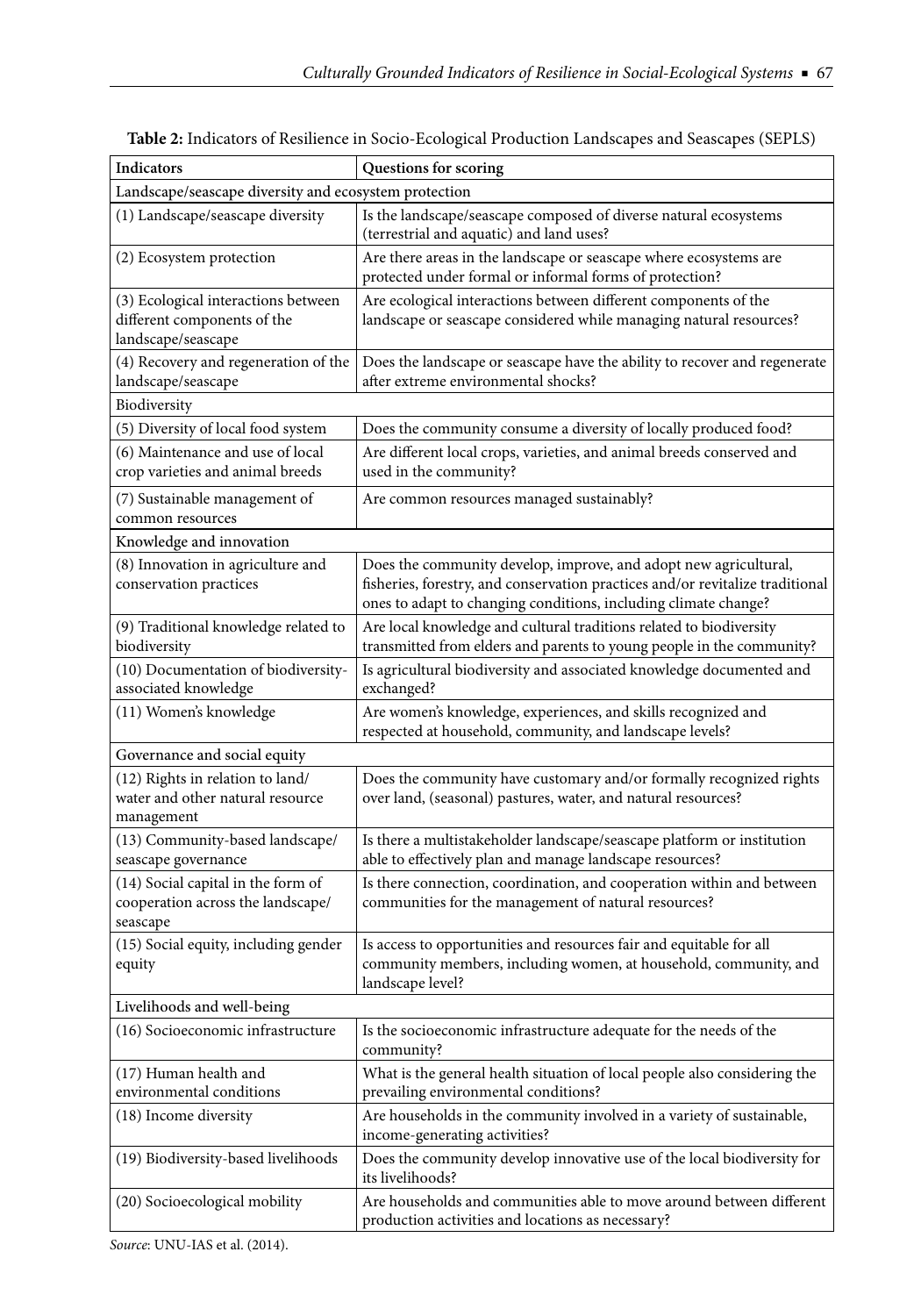**Table 2:** Indicators of Resilience in Socio-Ecological Production Landscapes and Seascapes (SEPLS)

| Indicators | Questions for scoring |
|---|---|
| Landscape/seascape diversity and ecosystem protection | |
| (1) Landscape/seascape diversity | Is the landscape/seascape composed of diverse natural ecosystems (terrestrial and aquatic) and land uses? |
| (2) Ecosystem protection | Are there areas in the landscape or seascape where ecosystems are protected under formal or informal forms of protection? |
| (3) Ecological interactions between different components of the landscape/seascape | Are ecological interactions between different components of the landscape or seascape considered while managing natural resources? |
| (4) Recovery and regeneration of the landscape/seascape | Does the landscape or seascape have the ability to recover and regenerate after extreme environmental shocks? |
| Biodiversity | |
| (5) Diversity of local food system | Does the community consume a diversity of locally produced food? |
| (6) Maintenance and use of local crop varieties and animal breeds | Are different local crops, varieties, and animal breeds conserved and used in the community? |
| (7) Sustainable management of common resources | Are common resources managed sustainably? |
| Knowledge and innovation | |
| (8) Innovation in agriculture and conservation practices | Does the community develop, improve, and adopt new agricultural, fisheries, forestry, and conservation practices and/or revitalize traditional ones to adapt to changing conditions, including climate change? |
| (9) Traditional knowledge related to biodiversity | Are local knowledge and cultural traditions related to biodiversity transmitted from elders and parents to young people in the community? |
| (10) Documentation of biodiversity-associated knowledge | Is agricultural biodiversity and associated knowledge documented and exchanged? |
| (11) Women's knowledge | Are women's knowledge, experiences, and skills recognized and respected at household, community, and landscape levels? |
| Governance and social equity | |
| (12) Rights in relation to land/water and other natural resource management | Does the community have customary and/or formally recognized rights over land, (seasonal) pastures, water, and natural resources? |
| (13) Community-based landscape/seascape governance | Is there a multistakeholder landscape/seascape platform or institution able to effectively plan and manage landscape resources? |
| (14) Social capital in the form of cooperation across the landscape/seascape | Is there connection, coordination, and cooperation within and between communities for the management of natural resources? |
| (15) Social equity, including gender equity | Is access to opportunities and resources fair and equitable for all community members, including women, at household, community, and landscape level? |
| Livelihoods and well-being | |
| (16) Socioeconomic infrastructure | Is the socioeconomic infrastructure adequate for the needs of the community? |
| (17) Human health and environmental conditions | What is the general health situation of local people also considering the prevailing environmental conditions? |
| (18) Income diversity | Are households in the community involved in a variety of sustainable, income-generating activities? |
| (19) Biodiversity-based livelihoods | Does the community develop innovative use of the local biodiversity for its livelihoods? |
| (20) Socioecological mobility | Are households and communities able to move around between different production activities and locations as necessary? |

*Source*: UNU-IAS et al. (2014).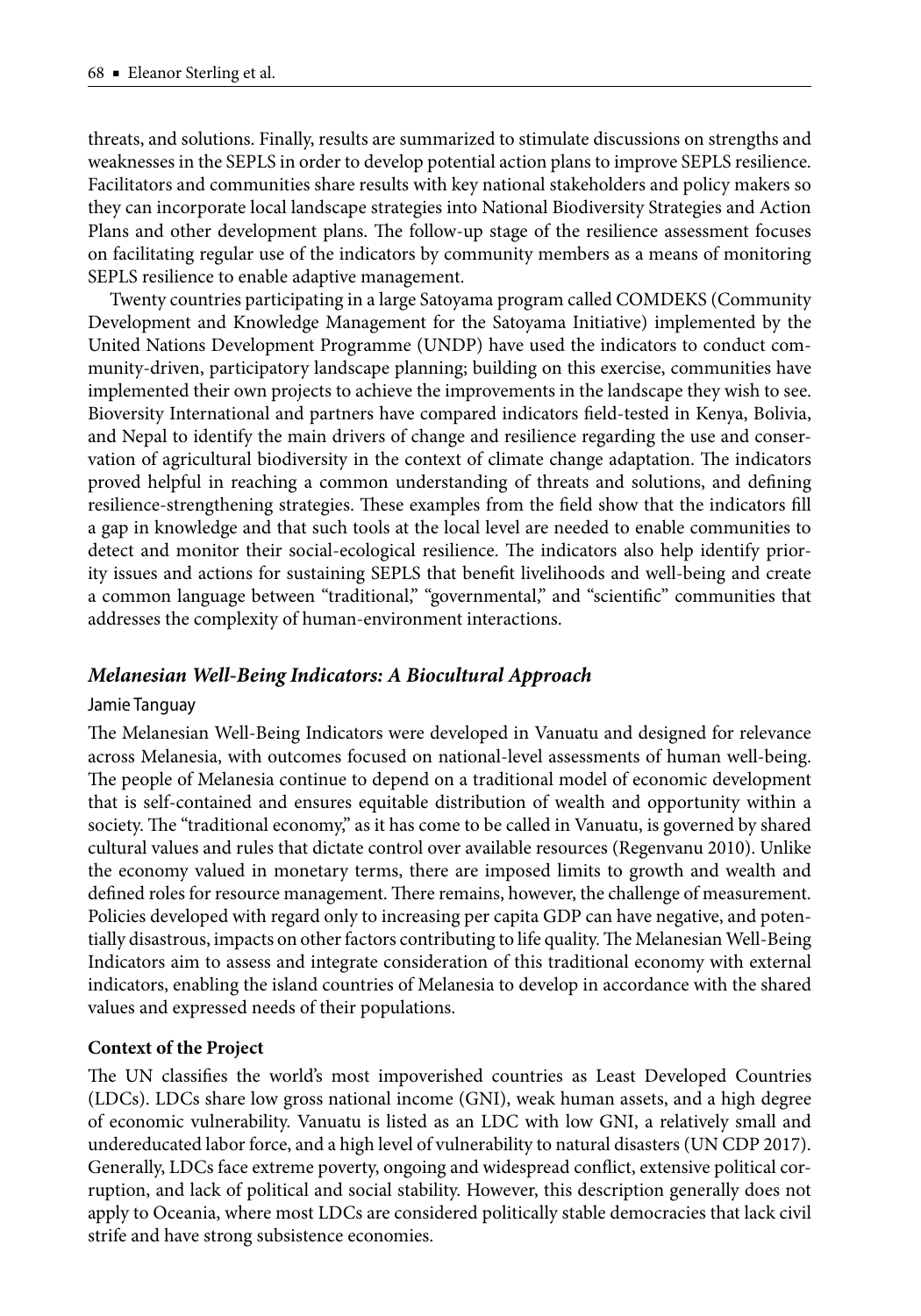threats, and solutions. Finally, results are summarized to stimulate discussions on strengths and weaknesses in the SEPLS in order to develop potential action plans to improve SEPLS resilience. Facilitators and communities share results with key national stakeholders and policy makers so they can incorporate local landscape strategies into National Biodiversity Strategies and Action Plans and other development plans. The follow-up stage of the resilience assessment focuses on facilitating regular use of the indicators by community members as a means of monitoring SEPLS resilience to enable adaptive management.

Twenty countries participating in a large Satoyama program called COMDEKS (Community Development and Knowledge Management for the Satoyama Initiative) implemented by the United Nations Development Programme (UNDP) have used the indicators to conduct community-driven, participatory landscape planning; building on this exercise, communities have implemented their own projects to achieve the improvements in the landscape they wish to see. Bioversity International and partners have compared indicators field-tested in Kenya, Bolivia, and Nepal to identify the main drivers of change and resilience regarding the use and conservation of agricultural biodiversity in the context of climate change adaptation. The indicators proved helpful in reaching a common understanding of threats and solutions, and defining resilience-strengthening strategies. These examples from the field show that the indicators fill a gap in knowledge and that such tools at the local level are needed to enable communities to detect and monitor their social-ecological resilience. The indicators also help identify priority issues and actions for sustaining SEPLS that benefit livelihoods and well-being and create a common language between "traditional," "governmental," and "scientific" communities that addresses the complexity of human-environment interactions.

### *Melanesian Well-Being Indicators: A Biocultural Approach*

Jamie Tanguay

The Melanesian Well-Being Indicators were developed in Vanuatu and designed for relevance across Melanesia, with outcomes focused on national-level assessments of human well-being. The people of Melanesia continue to depend on a traditional model of economic development that is self-contained and ensures equitable distribution of wealth and opportunity within a society. The "traditional economy," as it has come to be called in Vanuatu, is governed by shared cultural values and rules that dictate control over available resources (Regenvanu 2010). Unlike the economy valued in monetary terms, there are imposed limits to growth and wealth and defined roles for resource management. There remains, however, the challenge of measurement. Policies developed with regard only to increasing per capita GDP can have negative, and potentially disastrous, impacts on other factors contributing to life quality. The Melanesian Well-Being Indicators aim to assess and integrate consideration of this traditional economy with external indicators, enabling the island countries of Melanesia to develop in accordance with the shared values and expressed needs of their populations.

#### **Context of the Project**

The UN classifies the world's most impoverished countries as Least Developed Countries (LDCs). LDCs share low gross national income (GNI), weak human assets, and a high degree of economic vulnerability. Vanuatu is listed as an LDC with low GNI, a relatively small and undereducated labor force, and a high level of vulnerability to natural disasters (UN CDP 2017). Generally, LDCs face extreme poverty, ongoing and widespread conflict, extensive political corruption, and lack of political and social stability. However, this description generally does not apply to Oceania, where most LDCs are considered politically stable democracies that lack civil strife and have strong subsistence economies.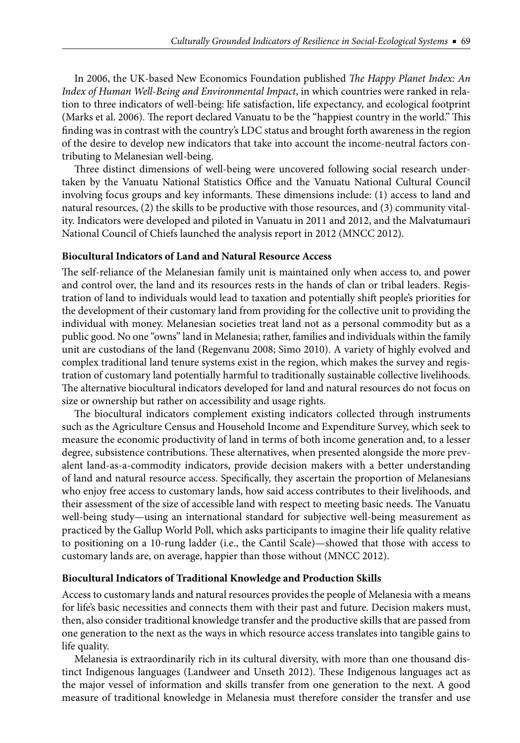In 2006, the UK-based New Economics Foundation published *The Happy Planet Index: An Index of Human Well-Being and Environmental Impact*, in which countries were ranked in relation to three indicators of well-being: life satisfaction, life expectancy, and ecological footprint (Marks et al. 2006). The report declared Vanuatu to be the "happiest country in the world." This finding was in contrast with the country's LDC status and brought forth awareness in the region of the desire to develop new indicators that take into account the income-neutral factors contributing to Melanesian well-being.

Three distinct dimensions of well-being were uncovered following social research undertaken by the Vanuatu National Statistics Office and the Vanuatu National Cultural Council involving focus groups and key informants. These dimensions include: (1) access to land and natural resources, (2) the skills to be productive with those resources, and (3) community vitality. Indicators were developed and piloted in Vanuatu in 2011 and 2012, and the Malvatumauri National Council of Chiefs launched the analysis report in 2012 (MNCC 2012).

### Biocultural Indicators of Land and Natural Resource Access

The self-reliance of the Melanesian family unit is maintained only when access to, and power and control over, the land and its resources rests in the hands of clan or tribal leaders. Registration of land to individuals would lead to taxation and potentially shift people's priorities for the development of their customary land from providing for the collective unit to providing the individual with money. Melanesian societies treat land not as a personal commodity but as a public good. No one "owns" land in Melanesia; rather, families and individuals within the family unit are custodians of the land (Regenvanu 2008; Simo 2010). A variety of highly evolved and complex traditional land tenure systems exist in the region, which makes the survey and registration of customary land potentially harmful to traditionally sustainable collective livelihoods. The alternative biocultural indicators developed for land and natural resources do not focus on size or ownership but rather on accessibility and usage rights.

The biocultural indicators complement existing indicators collected through instruments such as the Agriculture Census and Household Income and Expenditure Survey, which seek to measure the economic productivity of land in terms of both income generation and, to a lesser degree, subsistence contributions. These alternatives, when presented alongside the more prevalent land-as-a-commodity indicators, provide decision makers with a better understanding of land and natural resource access. Specifically, they ascertain the proportion of Melanesians who enjoy free access to customary lands, how said access contributes to their livelihoods, and their assessment of the size of accessible land with respect to meeting basic needs. The Vanuatu well-being study—using an international standard for subjective well-being measurement as practiced by the Gallup World Poll, which asks participants to imagine their life quality relative to positioning on a 10-rung ladder (i.e., the Cantil Scale)—showed that those with access to customary lands are, on average, happier than those without (MNCC 2012).

### Biocultural Indicators of Traditional Knowledge and Production Skills

Access to customary lands and natural resources provides the people of Melanesia with a means for life's basic necessities and connects them with their past and future. Decision makers must, then, also consider traditional knowledge transfer and the productive skills that are passed from one generation to the next as the ways in which resource access translates into tangible gains to life quality.

Melanesia is extraordinarily rich in its cultural diversity, with more than one thousand distinct Indigenous languages (Landweer and Unseth 2012). These Indigenous languages act as the major vessel of information and skills transfer from one generation to the next. A good measure of traditional knowledge in Melanesia must therefore consider the transfer and use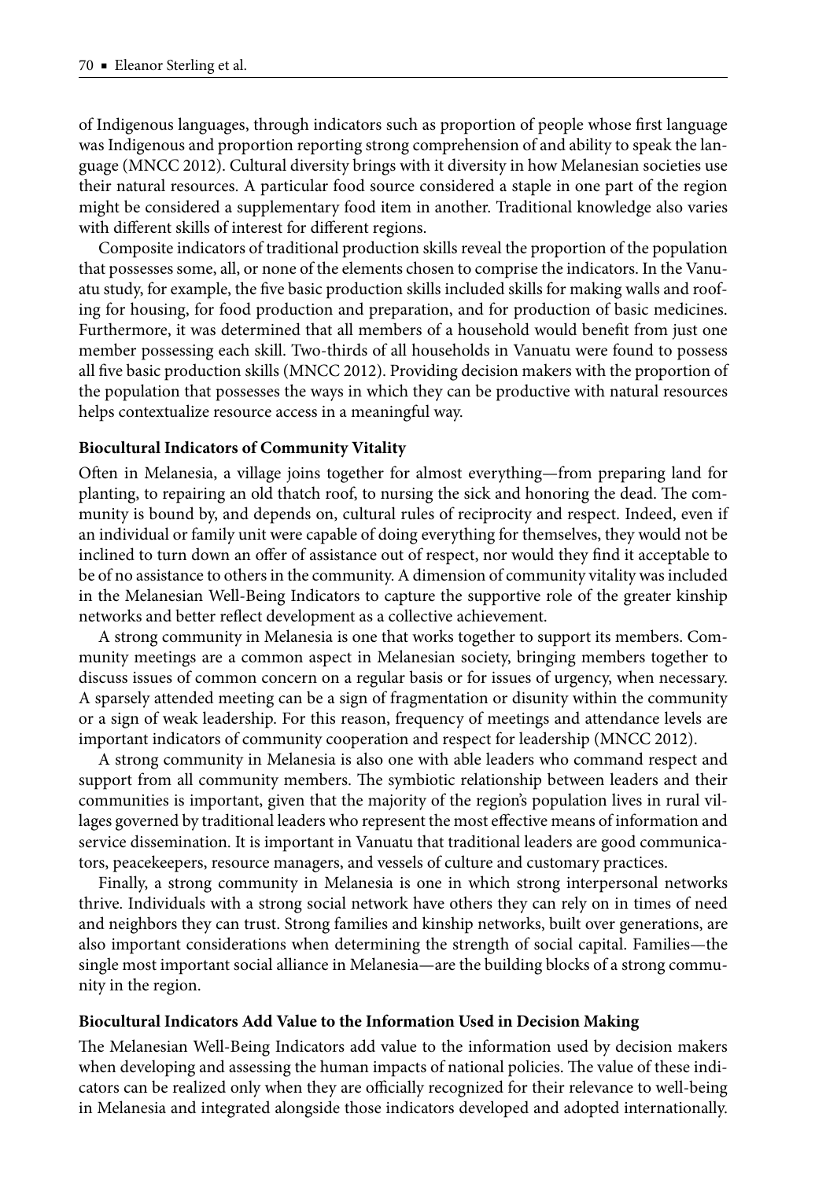of Indigenous languages, through indicators such as proportion of people whose first language was Indigenous and proportion reporting strong comprehension of and ability to speak the language (MNCC 2012). Cultural diversity brings with it diversity in how Melanesian societies use their natural resources. A particular food source considered a staple in one part of the region might be considered a supplementary food item in another. Traditional knowledge also varies with different skills of interest for different regions.

Composite indicators of traditional production skills reveal the proportion of the population that possesses some, all, or none of the elements chosen to comprise the indicators. In the Vanuatu study, for example, the five basic production skills included skills for making walls and roofing for housing, for food production and preparation, and for production of basic medicines. Furthermore, it was determined that all members of a household would benefit from just one member possessing each skill. Two-thirds of all households in Vanuatu were found to possess all five basic production skills (MNCC 2012). Providing decision makers with the proportion of the population that possesses the ways in which they can be productive with natural resources helps contextualize resource access in a meaningful way.

**Biocultural Indicators of Community Vitality**

Often in Melanesia, a village joins together for almost everything—from preparing land for planting, to repairing an old thatch roof, to nursing the sick and honoring the dead. The community is bound by, and depends on, cultural rules of reciprocity and respect. Indeed, even if an individual or family unit were capable of doing everything for themselves, they would not be inclined to turn down an offer of assistance out of respect, nor would they find it acceptable to be of no assistance to others in the community. A dimension of community vitality was included in the Melanesian Well-Being Indicators to capture the supportive role of the greater kinship networks and better reflect development as a collective achievement.

A strong community in Melanesia is one that works together to support its members. Community meetings are a common aspect in Melanesian society, bringing members together to discuss issues of common concern on a regular basis or for issues of urgency, when necessary. A sparsely attended meeting can be a sign of fragmentation or disunity within the community or a sign of weak leadership. For this reason, frequency of meetings and attendance levels are important indicators of community cooperation and respect for leadership (MNCC 2012).

A strong community in Melanesia is also one with able leaders who command respect and support from all community members. The symbiotic relationship between leaders and their communities is important, given that the majority of the region's population lives in rural villages governed by traditional leaders who represent the most effective means of information and service dissemination. It is important in Vanuatu that traditional leaders are good communicators, peacekeepers, resource managers, and vessels of culture and customary practices.

Finally, a strong community in Melanesia is one in which strong interpersonal networks thrive. Individuals with a strong social network have others they can rely on in times of need and neighbors they can trust. Strong families and kinship networks, built over generations, are also important considerations when determining the strength of social capital. Families—the single most important social alliance in Melanesia—are the building blocks of a strong community in the region.

**Biocultural Indicators Add Value to the Information Used in Decision Making**

The Melanesian Well-Being Indicators add value to the information used by decision makers when developing and assessing the human impacts of national policies. The value of these indicators can be realized only when they are officially recognized for their relevance to well-being in Melanesia and integrated alongside those indicators developed and adopted internationally.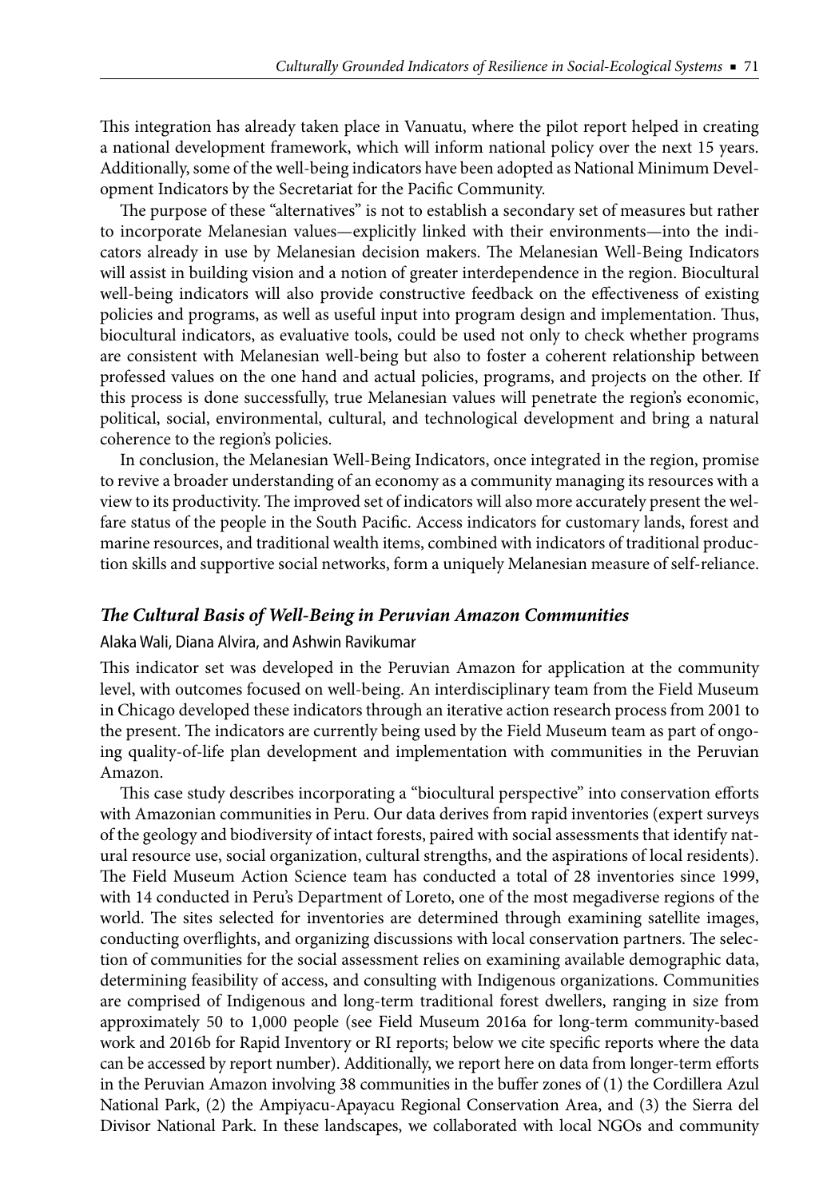This integration has already taken place in Vanuatu, where the pilot report helped in creating a national development framework, which will inform national policy over the next 15 years. Additionally, some of the well-being indicators have been adopted as National Minimum Development Indicators by the Secretariat for the Pacific Community.

The purpose of these "alternatives" is not to establish a secondary set of measures but rather to incorporate Melanesian values—explicitly linked with their environments—into the indicators already in use by Melanesian decision makers. The Melanesian Well-Being Indicators will assist in building vision and a notion of greater interdependence in the region. Biocultural well-being indicators will also provide constructive feedback on the effectiveness of existing policies and programs, as well as useful input into program design and implementation. Thus, biocultural indicators, as evaluative tools, could be used not only to check whether programs are consistent with Melanesian well-being but also to foster a coherent relationship between professed values on the one hand and actual policies, programs, and projects on the other. If this process is done successfully, true Melanesian values will penetrate the region's economic, political, social, environmental, cultural, and technological development and bring a natural coherence to the region's policies.

In conclusion, the Melanesian Well-Being Indicators, once integrated in the region, promise to revive a broader understanding of an economy as a community managing its resources with a view to its productivity. The improved set of indicators will also more accurately present the welfare status of the people in the South Pacific. Access indicators for customary lands, forest and marine resources, and traditional wealth items, combined with indicators of traditional production skills and supportive social networks, form a uniquely Melanesian measure of self-reliance.

### *The Cultural Basis of Well-Being in Peruvian Amazon Communities*

Alaka Wali, Diana Alvira, and Ashwin Ravikumar

This indicator set was developed in the Peruvian Amazon for application at the community level, with outcomes focused on well-being. An interdisciplinary team from the Field Museum in Chicago developed these indicators through an iterative action research process from 2001 to the present. The indicators are currently being used by the Field Museum team as part of ongoing quality-of-life plan development and implementation with communities in the Peruvian Amazon.

This case study describes incorporating a "biocultural perspective" into conservation efforts with Amazonian communities in Peru. Our data derives from rapid inventories (expert surveys of the geology and biodiversity of intact forests, paired with social assessments that identify natural resource use, social organization, cultural strengths, and the aspirations of local residents). The Field Museum Action Science team has conducted a total of 28 inventories since 1999, with 14 conducted in Peru's Department of Loreto, one of the most megadiverse regions of the world. The sites selected for inventories are determined through examining satellite images, conducting overflights, and organizing discussions with local conservation partners. The selection of communities for the social assessment relies on examining available demographic data, determining feasibility of access, and consulting with Indigenous organizations. Communities are comprised of Indigenous and long-term traditional forest dwellers, ranging in size from approximately 50 to 1,000 people (see Field Museum 2016a for long-term community-based work and 2016b for Rapid Inventory or RI reports; below we cite specific reports where the data can be accessed by report number). Additionally, we report here on data from longer-term efforts in the Peruvian Amazon involving 38 communities in the buffer zones of (1) the Cordillera Azul National Park, (2) the Ampiyacu-Apayacu Regional Conservation Area, and (3) the Sierra del Divisor National Park. In these landscapes, we collaborated with local NGOs and community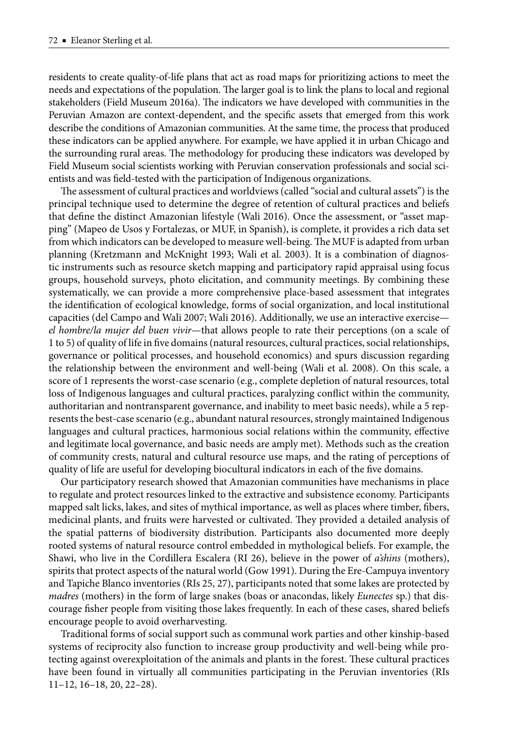residents to create quality-of-life plans that act as road maps for prioritizing actions to meet the needs and expectations of the population. The larger goal is to link the plans to local and regional stakeholders (Field Museum 2016a). The indicators we have developed with communities in the Peruvian Amazon are context-dependent, and the specific assets that emerged from this work describe the conditions of Amazonian communities. At the same time, the process that produced these indicators can be applied anywhere. For example, we have applied it in urban Chicago and the surrounding rural areas. The methodology for producing these indicators was developed by Field Museum social scientists working with Peruvian conservation professionals and social scientists and was field-tested with the participation of Indigenous organizations.

The assessment of cultural practices and worldviews (called "social and cultural assets") is the principal technique used to determine the degree of retention of cultural practices and beliefs that define the distinct Amazonian lifestyle (Wali 2016). Once the assessment, or "asset mapping" (Mapeo de Usos y Fortalezas, or MUF, in Spanish), is complete, it provides a rich data set from which indicators can be developed to measure well-being. The MUF is adapted from urban planning (Kretzmann and McKnight 1993; Wali et al. 2003). It is a combination of diagnostic instruments such as resource sketch mapping and participatory rapid appraisal using focus groups, household surveys, photo elicitation, and community meetings. By combining these systematically, we can provide a more comprehensive place-based assessment that integrates the identification of ecological knowledge, forms of social organization, and local institutional capacities (del Campo and Wali 2007; Wali 2016). Additionally, we use an interactive exercise—*el hombre/la mujer del buen vivir*—that allows people to rate their perceptions (on a scale of 1 to 5) of quality of life in five domains (natural resources, cultural practices, social relationships, governance or political processes, and household economics) and spurs discussion regarding the relationship between the environment and well-being (Wali et al. 2008). On this scale, a score of 1 represents the worst-case scenario (e.g., complete depletion of natural resources, total loss of Indigenous languages and cultural practices, paralyzing conflict within the community, authoritarian and nontransparent governance, and inability to meet basic needs), while a 5 represents the best-case scenario (e.g., abundant natural resources, strongly maintained Indigenous languages and cultural practices, harmonious social relations within the community, effective and legitimate local governance, and basic needs are amply met). Methods such as the creation of community crests, natural and cultural resource use maps, and the rating of perceptions of quality of life are useful for developing biocultural indicators in each of the five domains.

Our participatory research showed that Amazonian communities have mechanisms in place to regulate and protect resources linked to the extractive and subsistence economy. Participants mapped salt licks, lakes, and sites of mythical importance, as well as places where timber, fibers, medicinal plants, and fruits were harvested or cultivated. They provided a detailed analysis of the spatial patterns of biodiversity distribution. Participants also documented more deeply rooted systems of natural resource control embedded in mythological beliefs. For example, the Shawi, who live in the Cordillera Escalera (RI 26), believe in the power of *a'shins* (mothers), spirits that protect aspects of the natural world (Gow 1991). During the Ere-Campuya inventory and Tapiche Blanco inventories (RIs 25, 27), participants noted that some lakes are protected by *madres* (mothers) in the form of large snakes (boas or anacondas, likely *Eunectes* sp.) that discourage fisher people from visiting those lakes frequently. In each of these cases, shared beliefs encourage people to avoid overharvesting.

Traditional forms of social support such as communal work parties and other kinship-based systems of reciprocity also function to increase group productivity and well-being while protecting against overexploitation of the animals and plants in the forest. These cultural practices have been found in virtually all communities participating in the Peruvian inventories (RIs 11–12, 16–18, 20, 22–28).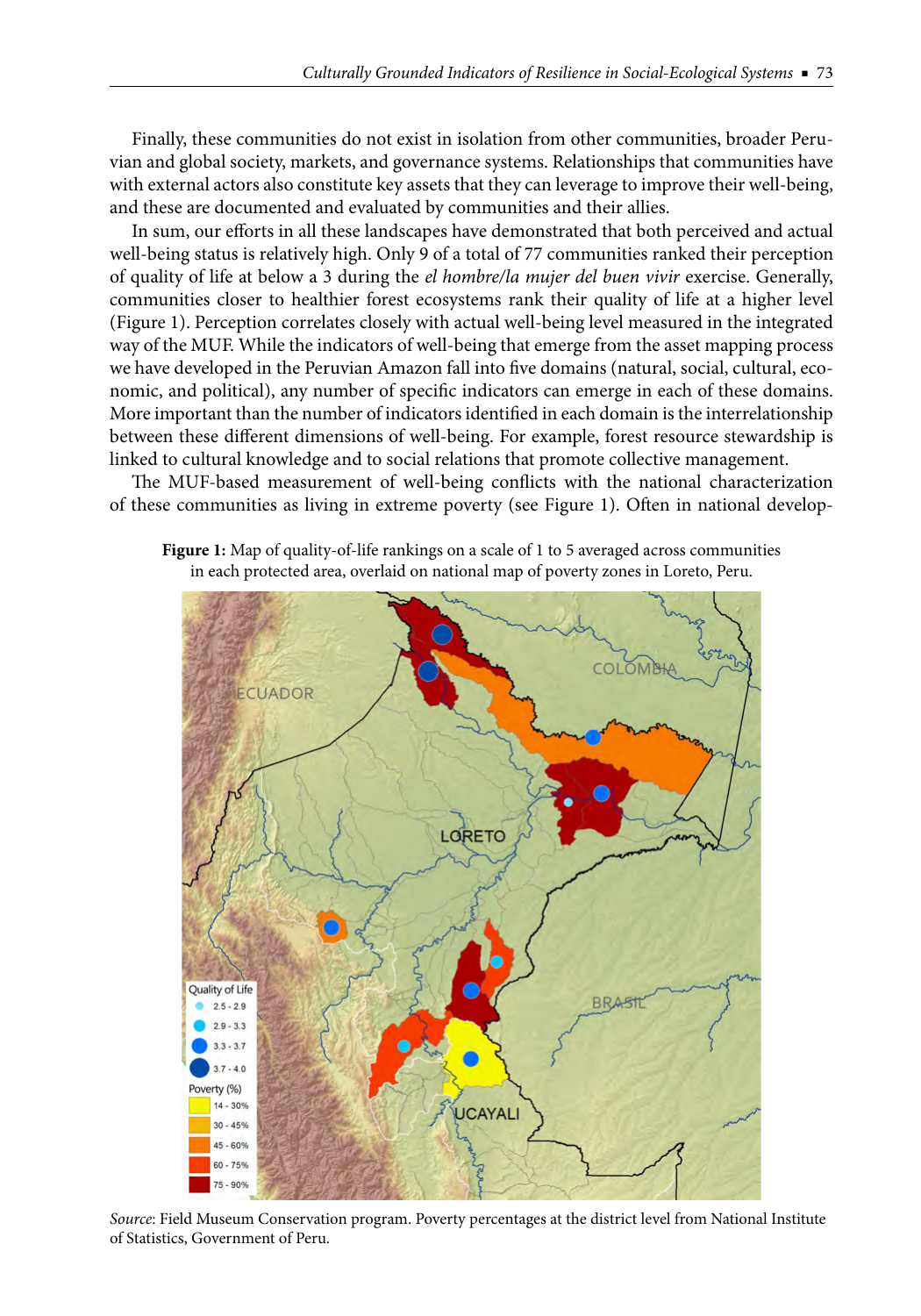Finally, these communities do not exist in isolation from other communities, broader Peruvian and global society, markets, and governance systems. Relationships that communities have with external actors also constitute key assets that they can leverage to improve their well-being, and these are documented and evaluated by communities and their allies.

In sum, our efforts in all these landscapes have demonstrated that both perceived and actual well-being status is relatively high. Only 9 of a total of 77 communities ranked their perception of quality of life at below a 3 during the *el hombre/la mujer del buen vivir* exercise. Generally, communities closer to healthier forest ecosystems rank their quality of life at a higher level (Figure 1). Perception correlates closely with actual well-being level measured in the integrated way of the MUF. While the indicators of well-being that emerge from the asset mapping process we have developed in the Peruvian Amazon fall into five domains (natural, social, cultural, economic, and political), any number of specific indicators can emerge in each of these domains. More important than the number of indicators identified in each domain is the interrelationship between these different dimensions of well-being. For example, forest resource stewardship is linked to cultural knowledge and to social relations that promote collective management.

The MUF-based measurement of well-being conflicts with the national characterization of these communities as living in extreme poverty (see Figure 1). Often in national develop-

**Figure 1:** Map of quality-of-life rankings on a scale of 1 to 5 averaged across communities in each protected area, overlaid on national map of poverty zones in Loreto, Peru.

*Source*: Field Museum Conservation program. Poverty percentages at the district level from National Institute of Statistics, Government of Peru.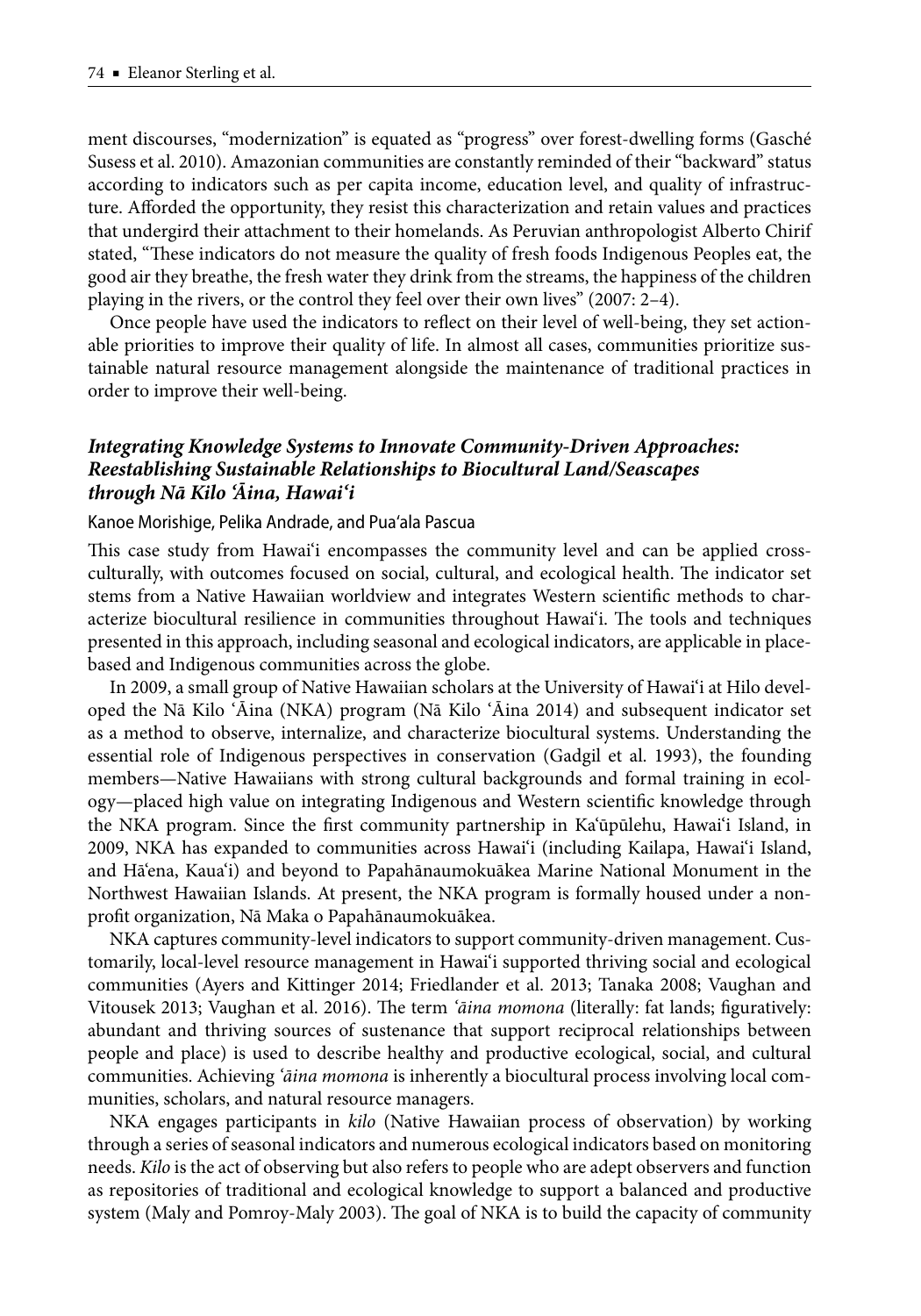ment discourses, "modernization" is equated as "progress" over forest-dwelling forms (Gasché Susess et al. 2010). Amazonian communities are constantly reminded of their "backward" status according to indicators such as per capita income, education level, and quality of infrastructure. Afforded the opportunity, they resist this characterization and retain values and practices that undergird their attachment to their homelands. As Peruvian anthropologist Alberto Chirif stated, "These indicators do not measure the quality of fresh foods Indigenous Peoples eat, the good air they breathe, the fresh water they drink from the streams, the happiness of the children playing in the rivers, or the control they feel over their own lives" (2007: 2–4).

Once people have used the indicators to reflect on their level of well-being, they set actionable priorities to improve their quality of life. In almost all cases, communities prioritize sustainable natural resource management alongside the maintenance of traditional practices in order to improve their well-being.

### *Integrating Knowledge Systems to Innovate Community-Driven Approaches: Reestablishing Sustainable Relationships to Biocultural Land/Seascapes through Nā Kilo ʻĀina, Hawaiʻi*

Kanoe Morishige, Pelika Andrade, and Puaʻala Pascua

This case study from Hawaiʻi encompasses the community level and can be applied cross-culturally, with outcomes focused on social, cultural, and ecological health. The indicator set stems from a Native Hawaiian worldview and integrates Western scientific methods to characterize biocultural resilience in communities throughout Hawaiʻi. The tools and techniques presented in this approach, including seasonal and ecological indicators, are applicable in place-based and Indigenous communities across the globe.

In 2009, a small group of Native Hawaiian scholars at the University of Hawaiʻi at Hilo developed the Nā Kilo ʻĀina (NKA) program (Nā Kilo ʻĀina 2014) and subsequent indicator set as a method to observe, internalize, and characterize biocultural systems. Understanding the essential role of Indigenous perspectives in conservation (Gadgil et al. 1993), the founding members—Native Hawaiians with strong cultural backgrounds and formal training in ecology—placed high value on integrating Indigenous and Western scientific knowledge through the NKA program. Since the first community partnership in Kaʻūpūlehu, Hawaiʻi Island, in 2009, NKA has expanded to communities across Hawaiʻi (including Kailapa, Hawaiʻi Island, and Hāʻena, Kauaʻi) and beyond to Papahānaumokuākea Marine National Monument in the Northwest Hawaiian Islands. At present, the NKA program is formally housed under a nonprofit organization, Nā Maka o Papahānaumokuākea.

NKA captures community-level indicators to support community-driven management. Customarily, local-level resource management in Hawaiʻi supported thriving social and ecological communities (Ayers and Kittinger 2014; Friedlander et al. 2013; Tanaka 2008; Vaughan and Vitousek 2013; Vaughan et al. 2016). The term *ʻāina momona* (literally: fat lands; figuratively: abundant and thriving sources of sustenance that support reciprocal relationships between people and place) is used to describe healthy and productive ecological, social, and cultural communities. Achieving *ʻāina momona* is inherently a biocultural process involving local communities, scholars, and natural resource managers.

NKA engages participants in *kilo* (Native Hawaiian process of observation) by working through a series of seasonal indicators and numerous ecological indicators based on monitoring needs. *Kilo* is the act of observing but also refers to people who are adept observers and function as repositories of traditional and ecological knowledge to support a balanced and productive system (Maly and Pomroy-Maly 2003). The goal of NKA is to build the capacity of community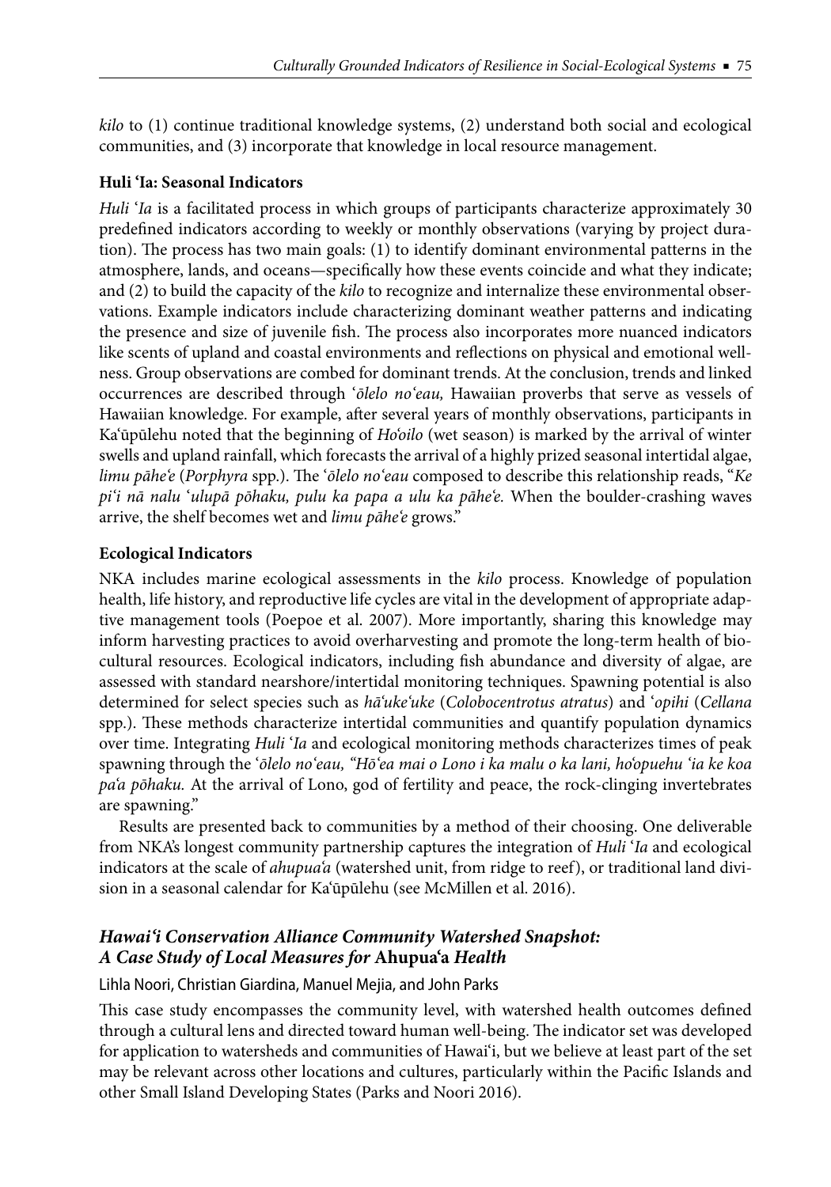*kilo* to (1) continue traditional knowledge systems, (2) understand both social and ecological communities, and (3) incorporate that knowledge in local resource management.

**Huli ʻIa: Seasonal Indicators**

*Huli ʻIa* is a facilitated process in which groups of participants characterize approximately 30 predefined indicators according to weekly or monthly observations (varying by project duration). The process has two main goals: (1) to identify dominant environmental patterns in the atmosphere, lands, and oceans—specifically how these events coincide and what they indicate; and (2) to build the capacity of the *kilo* to recognize and internalize these environmental observations. Example indicators include characterizing dominant weather patterns and indicating the presence and size of juvenile fish. The process also incorporates more nuanced indicators like scents of upland and coastal environments and reflections on physical and emotional wellness. Group observations are combed for dominant trends. At the conclusion, trends and linked occurrences are described through *ʻōlelo noʻeau,* Hawaiian proverbs that serve as vessels of Hawaiian knowledge. For example, after several years of monthly observations, participants in Kaʻūpūlehu noted that the beginning of *Hoʻoilo* (wet season) is marked by the arrival of winter swells and upland rainfall, which forecasts the arrival of a highly prized seasonal intertidal algae, *limu pāheʻe* (*Porphyra* spp.). The *ʻōlelo noʻeau* composed to describe this relationship reads, "*Ke piʻi nā nalu ʻulupā pōhaku, pulu ka papa a ulu ka pāheʻe.* When the boulder-crashing waves arrive, the shelf becomes wet and *limu pāheʻe* grows."

**Ecological Indicators**

NKA includes marine ecological assessments in the *kilo* process. Knowledge of population health, life history, and reproductive life cycles are vital in the development of appropriate adaptive management tools (Poepoe et al. 2007). More importantly, sharing this knowledge may inform harvesting practices to avoid overharvesting and promote the long-term health of biocultural resources. Ecological indicators, including fish abundance and diversity of algae, are assessed with standard nearshore/intertidal monitoring techniques. Spawning potential is also determined for select species such as *hāʻukeʻuke* (*Colobocentrotus atratus*) and *ʻopihi* (*Cellana* spp.). These methods characterize intertidal communities and quantify population dynamics over time. Integrating *Huli ʻIa* and ecological monitoring methods characterizes times of peak spawning through the *ʻōlelo noʻeau, "Hōʻea mai o Lono i ka malu o ka lani, hoʻopuehu ʻia ke koa paʻa pōhaku.* At the arrival of Lono, god of fertility and peace, the rock-clinging invertebrates are spawning."

Results are presented back to communities by a method of their choosing. One deliverable from NKA's longest community partnership captures the integration of *Huli ʻIa* and ecological indicators at the scale of *ahupuaʻa* (watershed unit, from ridge to reef), or traditional land division in a seasonal calendar for Kaʻūpūlehu (see McMillen et al. 2016).

## *Hawaiʻi Conservation Alliance Community Watershed Snapshot: A Case Study of Local Measures for* Ahupuaʻa *Health*

Lihla Noori, Christian Giardina, Manuel Mejia, and John Parks

This case study encompasses the community level, with watershed health outcomes defined through a cultural lens and directed toward human well-being. The indicator set was developed for application to watersheds and communities of Hawaiʻi, but we believe at least part of the set may be relevant across other locations and cultures, particularly within the Pacific Islands and other Small Island Developing States (Parks and Noori 2016).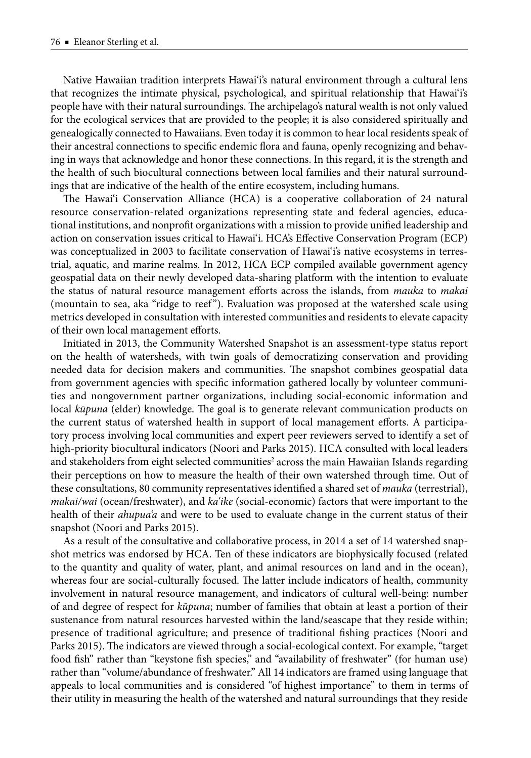Native Hawaiian tradition interprets Hawai'i's natural environment through a cultural lens that recognizes the intimate physical, psychological, and spiritual relationship that Hawai'i's people have with their natural surroundings. The archipelago's natural wealth is not only valued for the ecological services that are provided to the people; it is also considered spiritually and genealogically connected to Hawaiians. Even today it is common to hear local residents speak of their ancestral connections to specific endemic flora and fauna, openly recognizing and behaving in ways that acknowledge and honor these connections. In this regard, it is the strength and the health of such biocultural connections between local families and their natural surroundings that are indicative of the health of the entire ecosystem, including humans.

The Hawai'i Conservation Alliance (HCA) is a cooperative collaboration of 24 natural resource conservation-related organizations representing state and federal agencies, educational institutions, and nonprofit organizations with a mission to provide unified leadership and action on conservation issues critical to Hawai'i. HCA's Effective Conservation Program (ECP) was conceptualized in 2003 to facilitate conservation of Hawai'i's native ecosystems in terrestrial, aquatic, and marine realms. In 2012, HCA ECP compiled available government agency geospatial data on their newly developed data-sharing platform with the intention to evaluate the status of natural resource management efforts across the islands, from *mauka* to *makai* (mountain to sea, aka "ridge to reef"). Evaluation was proposed at the watershed scale using metrics developed in consultation with interested communities and residents to elevate capacity of their own local management efforts.

Initiated in 2013, the Community Watershed Snapshot is an assessment-type status report on the health of watersheds, with twin goals of democratizing conservation and providing needed data for decision makers and communities. The snapshot combines geospatial data from government agencies with specific information gathered locally by volunteer communities and nongovernment partner organizations, including social-economic information and local *kūpuna* (elder) knowledge. The goal is to generate relevant communication products on the current status of watershed health in support of local management efforts. A participatory process involving local communities and expert peer reviewers served to identify a set of high-priority biocultural indicators (Noori and Parks 2015). HCA consulted with local leaders and stakeholders from eight selected communities[2] across the main Hawaiian Islands regarding their perceptions on how to measure the health of their own watershed through time. Out of these consultations, 80 community representatives identified a shared set of *mauka* (terrestrial), *makai/wai* (ocean/freshwater), and *ka'ike* (social-economic) factors that were important to the health of their *ahupua'a* and were to be used to evaluate change in the current status of their snapshot (Noori and Parks 2015).

As a result of the consultative and collaborative process, in 2014 a set of 14 watershed snapshot metrics was endorsed by HCA. Ten of these indicators are biophysically focused (related to the quantity and quality of water, plant, and animal resources on land and in the ocean), whereas four are social-culturally focused. The latter include indicators of health, community involvement in natural resource management, and indicators of cultural well-being: number of and degree of respect for *kūpuna*; number of families that obtain at least a portion of their sustenance from natural resources harvested within the land/seascape that they reside within; presence of traditional agriculture; and presence of traditional fishing practices (Noori and Parks 2015). The indicators are viewed through a social-ecological context. For example, "target food fish" rather than "keystone fish species," and "availability of freshwater" (for human use) rather than "volume/abundance of freshwater." All 14 indicators are framed using language that appeals to local communities and is considered "of highest importance" to them in terms of their utility in measuring the health of the watershed and natural surroundings that they reside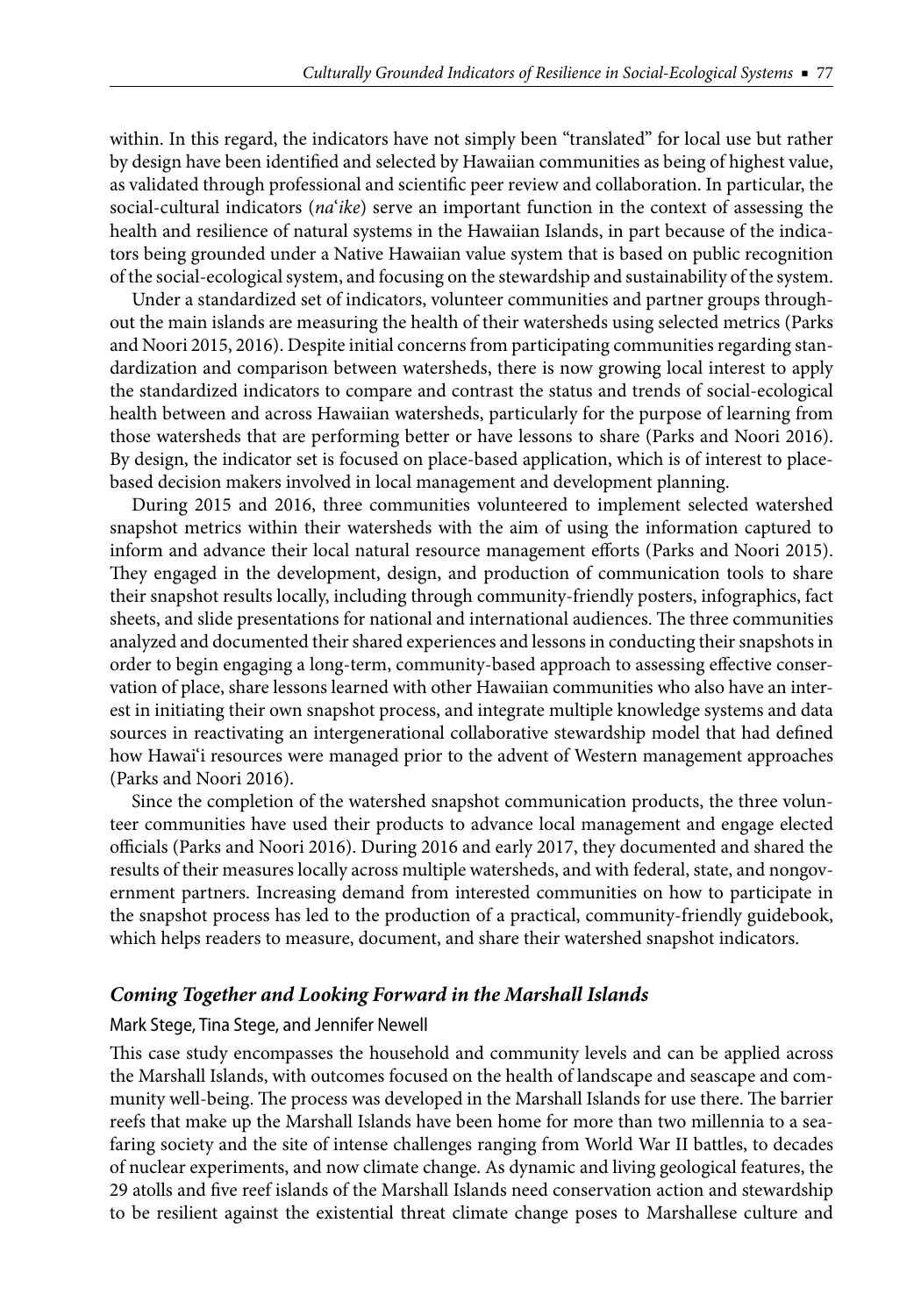within. In this regard, the indicators have not simply been "translated" for local use but rather by design have been identified and selected by Hawaiian communities as being of highest value, as validated through professional and scientific peer review and collaboration. In particular, the social-cultural indicators (*na*ʻ*ike*) serve an important function in the context of assessing the health and resilience of natural systems in the Hawaiian Islands, in part because of the indicators being grounded under a Native Hawaiian value system that is based on public recognition of the social-ecological system, and focusing on the stewardship and sustainability of the system.

Under a standardized set of indicators, volunteer communities and partner groups throughout the main islands are measuring the health of their watersheds using selected metrics (Parks and Noori 2015, 2016). Despite initial concerns from participating communities regarding standardization and comparison between watersheds, there is now growing local interest to apply the standardized indicators to compare and contrast the status and trends of social-ecological health between and across Hawaiian watersheds, particularly for the purpose of learning from those watersheds that are performing better or have lessons to share (Parks and Noori 2016). By design, the indicator set is focused on place-based application, which is of interest to place-based decision makers involved in local management and development planning.

During 2015 and 2016, three communities volunteered to implement selected watershed snapshot metrics within their watersheds with the aim of using the information captured to inform and advance their local natural resource management efforts (Parks and Noori 2015). They engaged in the development, design, and production of communication tools to share their snapshot results locally, including through community-friendly posters, infographics, fact sheets, and slide presentations for national and international audiences. The three communities analyzed and documented their shared experiences and lessons in conducting their snapshots in order to begin engaging a long-term, community-based approach to assessing effective conservation of place, share lessons learned with other Hawaiian communities who also have an interest in initiating their own snapshot process, and integrate multiple knowledge systems and data sources in reactivating an intergenerational collaborative stewardship model that had defined how Hawaiʻi resources were managed prior to the advent of Western management approaches (Parks and Noori 2016).

Since the completion of the watershed snapshot communication products, the three volunteer communities have used their products to advance local management and engage elected officials (Parks and Noori 2016). During 2016 and early 2017, they documented and shared the results of their measures locally across multiple watersheds, and with federal, state, and nongovernment partners. Increasing demand from interested communities on how to participate in the snapshot process has led to the production of a practical, community-friendly guidebook, which helps readers to measure, document, and share their watershed snapshot indicators.

### *Coming Together and Looking Forward in the Marshall Islands*

Mark Stege, Tina Stege, and Jennifer Newell

This case study encompasses the household and community levels and can be applied across the Marshall Islands, with outcomes focused on the health of landscape and seascape and community well-being. The process was developed in the Marshall Islands for use there. The barrier reefs that make up the Marshall Islands have been home for more than two millennia to a seafaring society and the site of intense challenges ranging from World War II battles, to decades of nuclear experiments, and now climate change. As dynamic and living geological features, the 29 atolls and five reef islands of the Marshall Islands need conservation action and stewardship to be resilient against the existential threat climate change poses to Marshallese culture and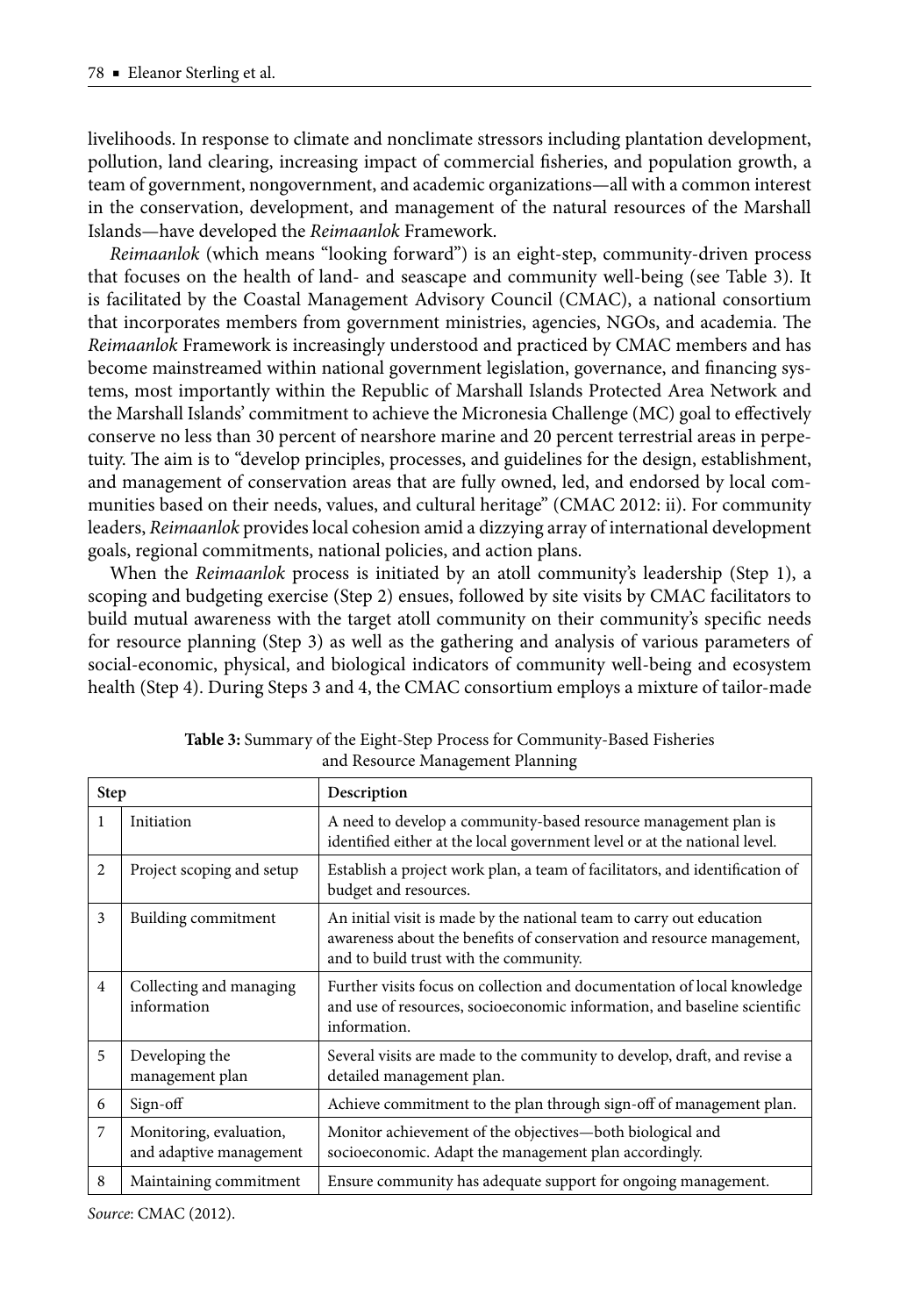livelihoods. In response to climate and nonclimate stressors including plantation development, pollution, land clearing, increasing impact of commercial fisheries, and population growth, a team of government, nongovernment, and academic organizations—all with a common interest in the conservation, development, and management of the natural resources of the Marshall Islands—have developed the *Reimaanlok* Framework.

*Reimaanlok* (which means "looking forward") is an eight-step, community-driven process that focuses on the health of land- and seascape and community well-being (see Table 3). It is facilitated by the Coastal Management Advisory Council (CMAC), a national consortium that incorporates members from government ministries, agencies, NGOs, and academia. The *Reimaanlok* Framework is increasingly understood and practiced by CMAC members and has become mainstreamed within national government legislation, governance, and financing systems, most importantly within the Republic of Marshall Islands Protected Area Network and the Marshall Islands' commitment to achieve the Micronesia Challenge (MC) goal to effectively conserve no less than 30 percent of nearshore marine and 20 percent terrestrial areas in perpetuity. The aim is to "develop principles, processes, and guidelines for the design, establishment, and management of conservation areas that are fully owned, led, and endorsed by local communities based on their needs, values, and cultural heritage" (CMAC 2012: ii). For community leaders, *Reimaanlok* provides local cohesion amid a dizzying array of international development goals, regional commitments, national policies, and action plans.

When the *Reimaanlok* process is initiated by an atoll community's leadership (Step 1), a scoping and budgeting exercise (Step 2) ensues, followed by site visits by CMAC facilitators to build mutual awareness with the target atoll community on their community's specific needs for resource planning (Step 3) as well as the gathering and analysis of various parameters of social-economic, physical, and biological indicators of community well-being and ecosystem health (Step 4). During Steps 3 and 4, the CMAC consortium employs a mixture of tailor-made

**Table 3:** Summary of the Eight-Step Process for Community-Based Fisheries and Resource Management Planning

| Step | | Description |
|---|---|---|
| 1 | Initiation | A need to develop a community-based resource management plan is identified either at the local government level or at the national level. |
| 2 | Project scoping and setup | Establish a project work plan, a team of facilitators, and identification of budget and resources. |
| 3 | Building commitment | An initial visit is made by the national team to carry out education awareness about the benefits of conservation and resource management, and to build trust with the community. |
| 4 | Collecting and managing information | Further visits focus on collection and documentation of local knowledge and use of resources, socioeconomic information, and baseline scientific information. |
| 5 | Developing the management plan | Several visits are made to the community to develop, draft, and revise a detailed management plan. |
| 6 | Sign-off | Achieve commitment to the plan through sign-off of management plan. |
| 7 | Monitoring, evaluation, and adaptive management | Monitor achievement of the objectives—both biological and socioeconomic. Adapt the management plan accordingly. |
| 8 | Maintaining commitment | Ensure community has adequate support for ongoing management. |

*Source*: CMAC (2012).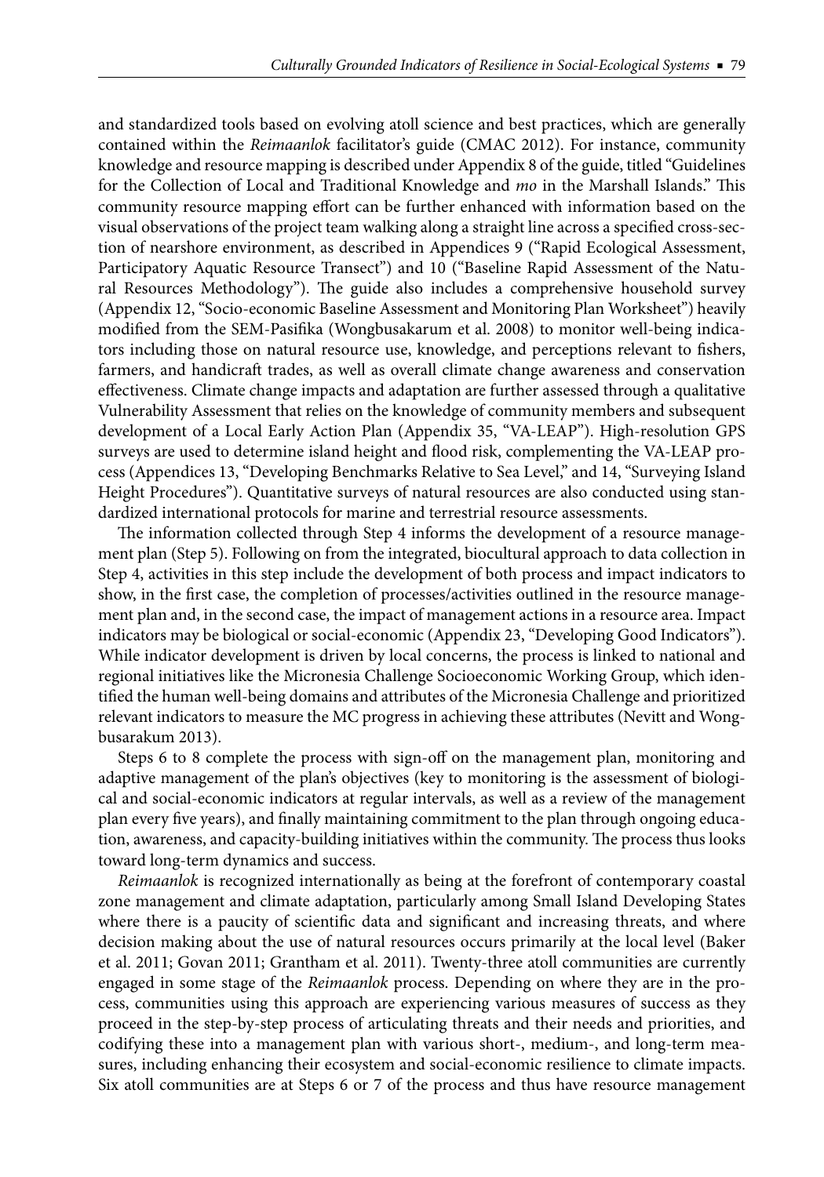and standardized tools based on evolving atoll science and best practices, which are generally contained within the *Reimaanlok* facilitator's guide (CMAC 2012). For instance, community knowledge and resource mapping is described under Appendix 8 of the guide, titled "Guidelines for the Collection of Local and Traditional Knowledge and *mo* in the Marshall Islands." This community resource mapping effort can be further enhanced with information based on the visual observations of the project team walking along a straight line across a specified cross-section of nearshore environment, as described in Appendices 9 ("Rapid Ecological Assessment, Participatory Aquatic Resource Transect") and 10 ("Baseline Rapid Assessment of the Natural Resources Methodology"). The guide also includes a comprehensive household survey (Appendix 12, "Socio-economic Baseline Assessment and Monitoring Plan Worksheet") heavily modified from the SEM-Pasifika (Wongbusakarum et al. 2008) to monitor well-being indicators including those on natural resource use, knowledge, and perceptions relevant to fishers, farmers, and handicraft trades, as well as overall climate change awareness and conservation effectiveness. Climate change impacts and adaptation are further assessed through a qualitative Vulnerability Assessment that relies on the knowledge of community members and subsequent development of a Local Early Action Plan (Appendix 35, "VA-LEAP"). High-resolution GPS surveys are used to determine island height and flood risk, complementing the VA-LEAP process (Appendices 13, "Developing Benchmarks Relative to Sea Level," and 14, "Surveying Island Height Procedures"). Quantitative surveys of natural resources are also conducted using standardized international protocols for marine and terrestrial resource assessments.

The information collected through Step 4 informs the development of a resource management plan (Step 5). Following on from the integrated, biocultural approach to data collection in Step 4, activities in this step include the development of both process and impact indicators to show, in the first case, the completion of processes/activities outlined in the resource management plan and, in the second case, the impact of management actions in a resource area. Impact indicators may be biological or social-economic (Appendix 23, "Developing Good Indicators"). While indicator development is driven by local concerns, the process is linked to national and regional initiatives like the Micronesia Challenge Socioeconomic Working Group, which identified the human well-being domains and attributes of the Micronesia Challenge and prioritized relevant indicators to measure the MC progress in achieving these attributes (Nevitt and Wongbusarakum 2013).

Steps 6 to 8 complete the process with sign-off on the management plan, monitoring and adaptive management of the plan's objectives (key to monitoring is the assessment of biological and social-economic indicators at regular intervals, as well as a review of the management plan every five years), and finally maintaining commitment to the plan through ongoing education, awareness, and capacity-building initiatives within the community. The process thus looks toward long-term dynamics and success.

*Reimaanlok* is recognized internationally as being at the forefront of contemporary coastal zone management and climate adaptation, particularly among Small Island Developing States where there is a paucity of scientific data and significant and increasing threats, and where decision making about the use of natural resources occurs primarily at the local level (Baker et al. 2011; Govan 2011; Grantham et al. 2011). Twenty-three atoll communities are currently engaged in some stage of the *Reimaanlok* process. Depending on where they are in the process, communities using this approach are experiencing various measures of success as they proceed in the step-by-step process of articulating threats and their needs and priorities, and codifying these into a management plan with various short-, medium-, and long-term measures, including enhancing their ecosystem and social-economic resilience to climate impacts. Six atoll communities are at Steps 6 or 7 of the process and thus have resource management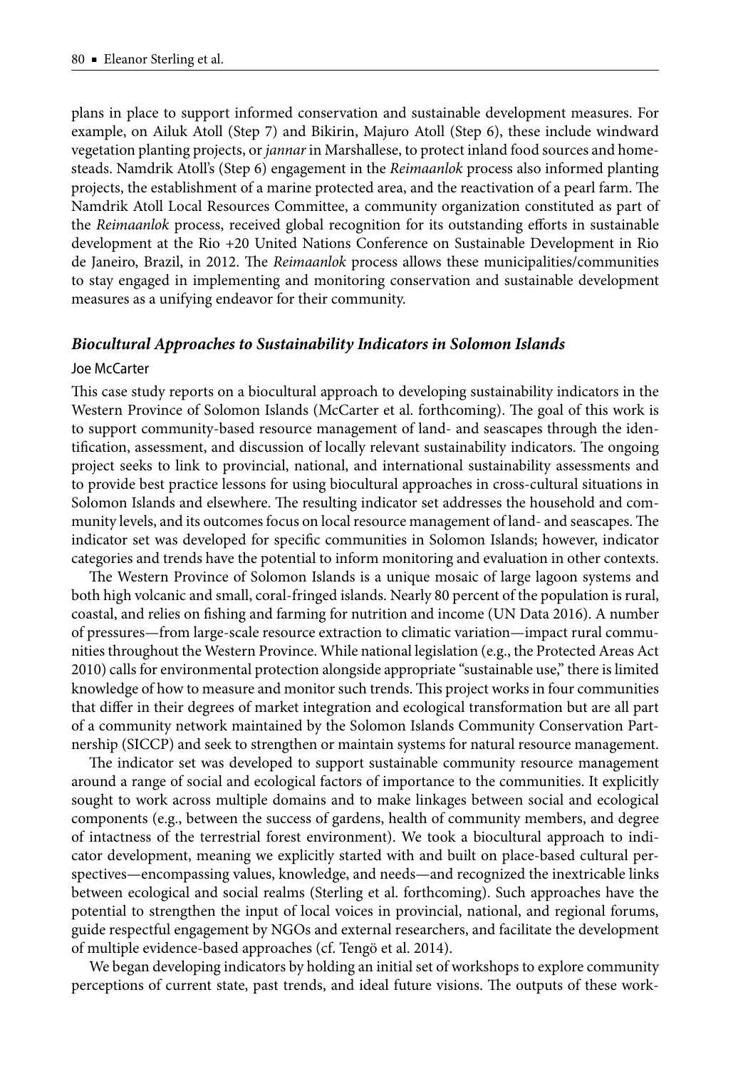plans in place to support informed conservation and sustainable development measures. For example, on Ailuk Atoll (Step 7) and Bikirin, Majuro Atoll (Step 6), these include windward vegetation planting projects, or *jannar* in Marshallese, to protect inland food sources and homesteads. Namdrik Atoll's (Step 6) engagement in the *Reimaanlok* process also informed planting projects, the establishment of a marine protected area, and the reactivation of a pearl farm. The Namdrik Atoll Local Resources Committee, a community organization constituted as part of the *Reimaanlok* process, received global recognition for its outstanding efforts in sustainable development at the Rio +20 United Nations Conference on Sustainable Development in Rio de Janeiro, Brazil, in 2012. The *Reimaanlok* process allows these municipalities/communities to stay engaged in implementing and monitoring conservation and sustainable development measures as a unifying endeavor for their community.

### *Biocultural Approaches to Sustainability Indicators in Solomon Islands*

Joe McCarter

This case study reports on a biocultural approach to developing sustainability indicators in the Western Province of Solomon Islands (McCarter et al. forthcoming). The goal of this work is to support community-based resource management of land- and seascapes through the identification, assessment, and discussion of locally relevant sustainability indicators. The ongoing project seeks to link to provincial, national, and international sustainability assessments and to provide best practice lessons for using biocultural approaches in cross-cultural situations in Solomon Islands and elsewhere. The resulting indicator set addresses the household and community levels, and its outcomes focus on local resource management of land- and seascapes. The indicator set was developed for specific communities in Solomon Islands; however, indicator categories and trends have the potential to inform monitoring and evaluation in other contexts.

The Western Province of Solomon Islands is a unique mosaic of large lagoon systems and both high volcanic and small, coral-fringed islands. Nearly 80 percent of the population is rural, coastal, and relies on fishing and farming for nutrition and income (UN Data 2016). A number of pressures—from large-scale resource extraction to climatic variation—impact rural communities throughout the Western Province. While national legislation (e.g., the Protected Areas Act 2010) calls for environmental protection alongside appropriate "sustainable use," there is limited knowledge of how to measure and monitor such trends. This project works in four communities that differ in their degrees of market integration and ecological transformation but are all part of a community network maintained by the Solomon Islands Community Conservation Partnership (SICCP) and seek to strengthen or maintain systems for natural resource management.

The indicator set was developed to support sustainable community resource management around a range of social and ecological factors of importance to the communities. It explicitly sought to work across multiple domains and to make linkages between social and ecological components (e.g., between the success of gardens, health of community members, and degree of intactness of the terrestrial forest environment). We took a biocultural approach to indicator development, meaning we explicitly started with and built on place-based cultural perspectives—encompassing values, knowledge, and needs—and recognized the inextricable links between ecological and social realms (Sterling et al. forthcoming). Such approaches have the potential to strengthen the input of local voices in provincial, national, and regional forums, guide respectful engagement by NGOs and external researchers, and facilitate the development of multiple evidence-based approaches (cf. Tengö et al. 2014).

We began developing indicators by holding an initial set of workshops to explore community perceptions of current state, past trends, and ideal future visions. The outputs of these work-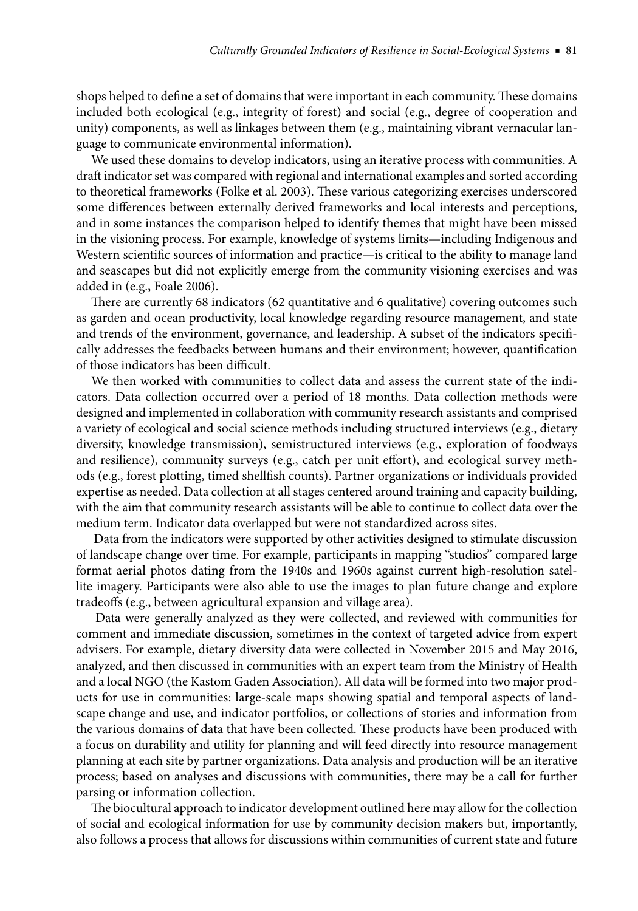shops helped to define a set of domains that were important in each community. These domains included both ecological (e.g., integrity of forest) and social (e.g., degree of cooperation and unity) components, as well as linkages between them (e.g., maintaining vibrant vernacular language to communicate environmental information).

We used these domains to develop indicators, using an iterative process with communities. A draft indicator set was compared with regional and international examples and sorted according to theoretical frameworks (Folke et al. 2003). These various categorizing exercises underscored some differences between externally derived frameworks and local interests and perceptions, and in some instances the comparison helped to identify themes that might have been missed in the visioning process. For example, knowledge of systems limits—including Indigenous and Western scientific sources of information and practice—is critical to the ability to manage land and seascapes but did not explicitly emerge from the community visioning exercises and was added in (e.g., Foale 2006).

There are currently 68 indicators (62 quantitative and 6 qualitative) covering outcomes such as garden and ocean productivity, local knowledge regarding resource management, and state and trends of the environment, governance, and leadership. A subset of the indicators specifically addresses the feedbacks between humans and their environment; however, quantification of those indicators has been difficult.

We then worked with communities to collect data and assess the current state of the indicators. Data collection occurred over a period of 18 months. Data collection methods were designed and implemented in collaboration with community research assistants and comprised a variety of ecological and social science methods including structured interviews (e.g., dietary diversity, knowledge transmission), semistructured interviews (e.g., exploration of foodways and resilience), community surveys (e.g., catch per unit effort), and ecological survey methods (e.g., forest plotting, timed shellfish counts). Partner organizations or individuals provided expertise as needed. Data collection at all stages centered around training and capacity building, with the aim that community research assistants will be able to continue to collect data over the medium term. Indicator data overlapped but were not standardized across sites.

Data from the indicators were supported by other activities designed to stimulate discussion of landscape change over time. For example, participants in mapping "studios" compared large format aerial photos dating from the 1940s and 1960s against current high-resolution satellite imagery. Participants were also able to use the images to plan future change and explore tradeoffs (e.g., between agricultural expansion and village area).

Data were generally analyzed as they were collected, and reviewed with communities for comment and immediate discussion, sometimes in the context of targeted advice from expert advisers. For example, dietary diversity data were collected in November 2015 and May 2016, analyzed, and then discussed in communities with an expert team from the Ministry of Health and a local NGO (the Kastom Gaden Association). All data will be formed into two major products for use in communities: large-scale maps showing spatial and temporal aspects of landscape change and use, and indicator portfolios, or collections of stories and information from the various domains of data that have been collected. These products have been produced with a focus on durability and utility for planning and will feed directly into resource management planning at each site by partner organizations. Data analysis and production will be an iterative process; based on analyses and discussions with communities, there may be a call for further parsing or information collection.

The biocultural approach to indicator development outlined here may allow for the collection of social and ecological information for use by community decision makers but, importantly, also follows a process that allows for discussions within communities of current state and future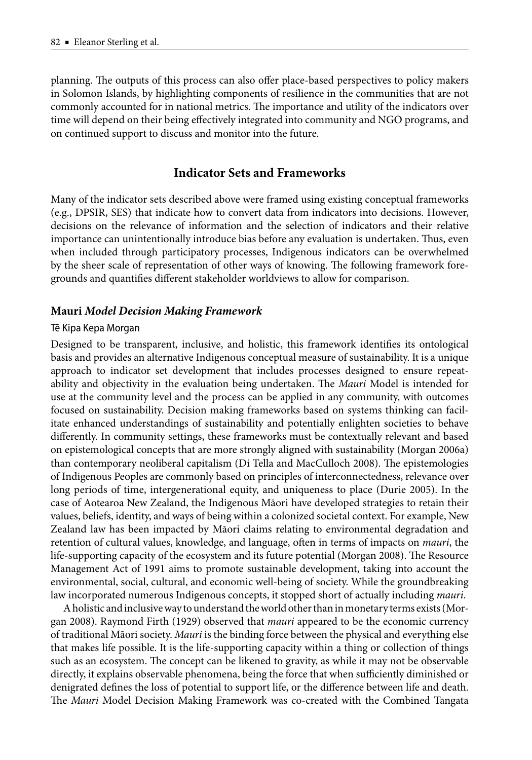planning. The outputs of this process can also offer place-based perspectives to policy makers in Solomon Islands, by highlighting components of resilience in the communities that are not commonly accounted for in national metrics. The importance and utility of the indicators over time will depend on their being effectively integrated into community and NGO programs, and on continued support to discuss and monitor into the future.

## Indicator Sets and Frameworks

Many of the indicator sets described above were framed using existing conceptual frameworks (e.g., DPSIR, SES) that indicate how to convert data from indicators into decisions. However, decisions on the relevance of information and the selection of indicators and their relative importance can unintentionally introduce bias before any evaluation is undertaken. Thus, even when included through participatory processes, Indigenous indicators can be overwhelmed by the sheer scale of representation of other ways of knowing. The following framework foregrounds and quantifies different stakeholder worldviews to allow for comparison.

### Mauri *Model Decision Making Framework*

Tē Kipa Kepa Morgan

Designed to be transparent, inclusive, and holistic, this framework identifies its ontological basis and provides an alternative Indigenous conceptual measure of sustainability. It is a unique approach to indicator set development that includes processes designed to ensure repeatability and objectivity in the evaluation being undertaken. The *Mauri* Model is intended for use at the community level and the process can be applied in any community, with outcomes focused on sustainability. Decision making frameworks based on systems thinking can facilitate enhanced understandings of sustainability and potentially enlighten societies to behave differently. In community settings, these frameworks must be contextually relevant and based on epistemological concepts that are more strongly aligned with sustainability (Morgan 2006a) than contemporary neoliberal capitalism (Di Tella and MacCulloch 2008). The epistemologies of Indigenous Peoples are commonly based on principles of interconnectedness, relevance over long periods of time, intergenerational equity, and uniqueness to place (Durie 2005). In the case of Aotearoa New Zealand, the Indigenous Māori have developed strategies to retain their values, beliefs, identity, and ways of being within a colonized societal context. For example, New Zealand law has been impacted by Māori claims relating to environmental degradation and retention of cultural values, knowledge, and language, often in terms of impacts on *mauri*, the life-supporting capacity of the ecosystem and its future potential (Morgan 2008). The Resource Management Act of 1991 aims to promote sustainable development, taking into account the environmental, social, cultural, and economic well-being of society. While the groundbreaking law incorporated numerous Indigenous concepts, it stopped short of actually including *mauri*.

A holistic and inclusive way to understand the world other than in monetary terms exists (Morgan 2008). Raymond Firth (1929) observed that *mauri* appeared to be the economic currency of traditional Māori society. *Mauri* is the binding force between the physical and everything else that makes life possible. It is the life-supporting capacity within a thing or collection of things such as an ecosystem. The concept can be likened to gravity, as while it may not be observable directly, it explains observable phenomena, being the force that when sufficiently diminished or denigrated defines the loss of potential to support life, or the difference between life and death. The *Mauri* Model Decision Making Framework was co-created with the Combined Tangata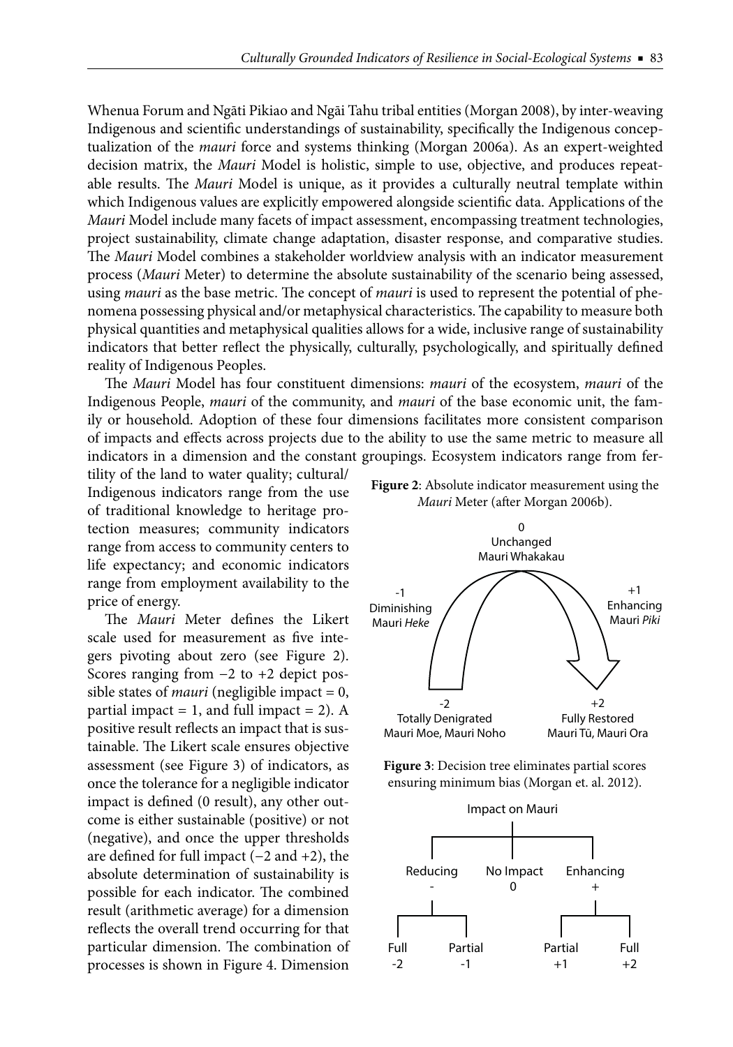Whenua Forum and Ngāti Pikiao and Ngāi Tahu tribal entities (Morgan 2008), by inter-weaving Indigenous and scientific understandings of sustainability, specifically the Indigenous conceptualization of the *mauri* force and systems thinking (Morgan 2006a). As an expert-weighted decision matrix, the *Mauri* Model is holistic, simple to use, objective, and produces repeatable results. The *Mauri* Model is unique, as it provides a culturally neutral template within which Indigenous values are explicitly empowered alongside scientific data. Applications of the *Mauri* Model include many facets of impact assessment, encompassing treatment technologies, project sustainability, climate change adaptation, disaster response, and comparative studies. The *Mauri* Model combines a stakeholder worldview analysis with an indicator measurement process (*Mauri* Meter) to determine the absolute sustainability of the scenario being assessed, using *mauri* as the base metric. The concept of *mauri* is used to represent the potential of phenomena possessing physical and/or metaphysical characteristics. The capability to measure both physical quantities and metaphysical qualities allows for a wide, inclusive range of sustainability indicators that better reflect the physically, culturally, psychologically, and spiritually defined reality of Indigenous Peoples.

The *Mauri* Model has four constituent dimensions: *mauri* of the ecosystem, *mauri* of the Indigenous People, *mauri* of the community, and *mauri* of the base economic unit, the family or household. Adoption of these four dimensions facilitates more consistent comparison of impacts and effects across projects due to the ability to use the same metric to measure all indicators in a dimension and the constant groupings. Ecosystem indicators range from fertility of the land to water quality; cultural/Indigenous indicators range from the use of traditional knowledge to heritage protection measures; community indicators range from access to community centers to life expectancy; and economic indicators range from employment availability to the price of energy.

The *Mauri* Meter defines the Likert scale used for measurement as five integers pivoting about zero (see Figure 2). Scores ranging from −2 to +2 depict possible states of *mauri* (negligible impact = 0, partial impact = 1, and full impact = 2). A positive result reflects an impact that is sustainable. The Likert scale ensures objective assessment (see Figure 3) of indicators, as once the tolerance for a negligible indicator impact is defined (0 result), any other outcome is either sustainable (positive) or not (negative), and once the upper thresholds are defined for full impact (−2 and +2), the absolute determination of sustainability is possible for each indicator. The combined result (arithmetic average) for a dimension reflects the overall trend occurring for that particular dimension. The combination of processes is shown in Figure 4. Dimension

**Figure 2**: Absolute indicator measurement using the *Mauri* Meter (after Morgan 2006b).

0 Unchanged Mauri Whakakau; -1 Diminishing Mauri *Heke*; +1 Enhancing Mauri *Piki*; -2 Totally Denigrated Mauri Moe, Mauri Noho; +2 Fully Restored Mauri Tū, Mauri Ora

**Figure 3**: Decision tree eliminates partial scores ensuring minimum bias (Morgan et. al. 2012).

Impact on Mauri: Reducing - (Full -2, Partial -1); No Impact 0; Enhancing + (Partial +1, Full +2)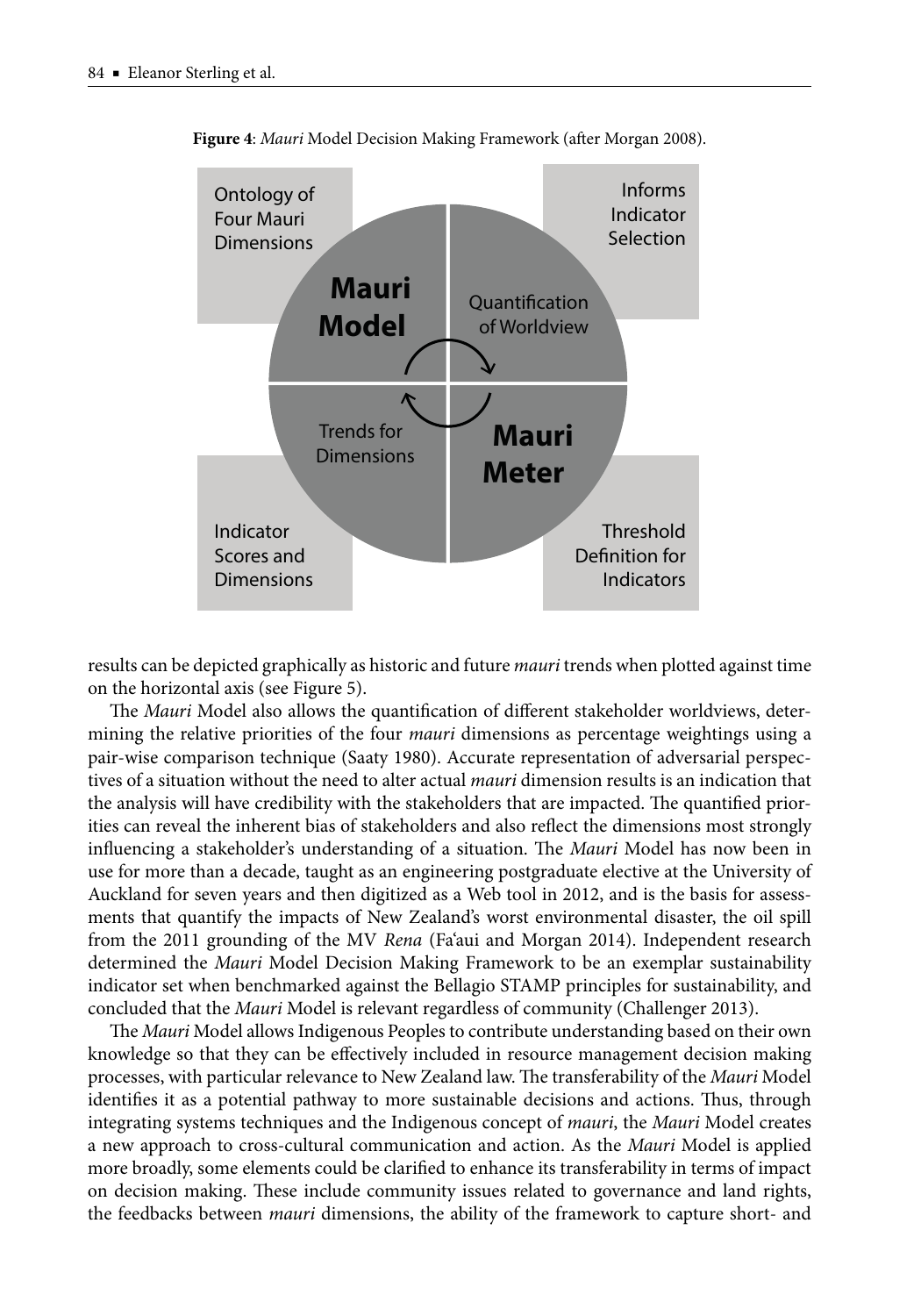**Figure 4**: *Mauri* Model Decision Making Framework (after Morgan 2008).

Ontology of Four Mauri Dimensions

Informs Indicator Selection

**Mauri Model**

Quantification of Worldview

Trends for Dimensions

**Mauri Meter**

Indicator Scores and Dimensions

Threshold Definition for Indicators

results can be depicted graphically as historic and future *mauri* trends when plotted against time on the horizontal axis (see Figure 5).

The *Mauri* Model also allows the quantification of different stakeholder worldviews, determining the relative priorities of the four *mauri* dimensions as percentage weightings using a pair-wise comparison technique (Saaty 1980). Accurate representation of adversarial perspectives of a situation without the need to alter actual *mauri* dimension results is an indication that the analysis will have credibility with the stakeholders that are impacted. The quantified priorities can reveal the inherent bias of stakeholders and also reflect the dimensions most strongly influencing a stakeholder's understanding of a situation. The *Mauri* Model has now been in use for more than a decade, taught as an engineering postgraduate elective at the University of Auckland for seven years and then digitized as a Web tool in 2012, and is the basis for assessments that quantify the impacts of New Zealand's worst environmental disaster, the oil spill from the 2011 grounding of the MV *Rena* (Fa'aui and Morgan 2014). Independent research determined the *Mauri* Model Decision Making Framework to be an exemplar sustainability indicator set when benchmarked against the Bellagio STAMP principles for sustainability, and concluded that the *Mauri* Model is relevant regardless of community (Challenger 2013).

The *Mauri* Model allows Indigenous Peoples to contribute understanding based on their own knowledge so that they can be effectively included in resource management decision making processes, with particular relevance to New Zealand law. The transferability of the *Mauri* Model identifies it as a potential pathway to more sustainable decisions and actions. Thus, through integrating systems techniques and the Indigenous concept of *mauri*, the *Mauri* Model creates a new approach to cross-cultural communication and action. As the *Mauri* Model is applied more broadly, some elements could be clarified to enhance its transferability in terms of impact on decision making. These include community issues related to governance and land rights, the feedbacks between *mauri* dimensions, the ability of the framework to capture short- and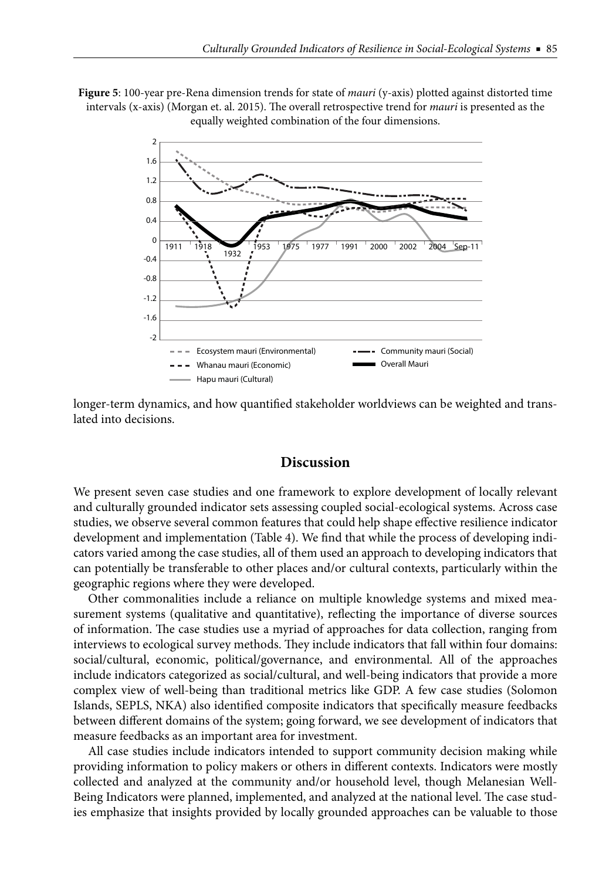**Figure 5**: 100-year pre-Rena dimension trends for state of *mauri* (y-axis) plotted against distorted time intervals (x-axis) (Morgan et. al. 2015). The overall retrospective trend for *mauri* is presented as the equally weighted combination of the four dimensions.

longer-term dynamics, and how quantified stakeholder worldviews can be weighted and translated into decisions.

## Discussion

We present seven case studies and one framework to explore development of locally relevant and culturally grounded indicator sets assessing coupled social-ecological systems. Across case studies, we observe several common features that could help shape effective resilience indicator development and implementation (Table 4). We find that while the process of developing indicators varied among the case studies, all of them used an approach to developing indicators that can potentially be transferable to other places and/or cultural contexts, particularly within the geographic regions where they were developed.

Other commonalities include a reliance on multiple knowledge systems and mixed measurement systems (qualitative and quantitative), reflecting the importance of diverse sources of information. The case studies use a myriad of approaches for data collection, ranging from interviews to ecological survey methods. They include indicators that fall within four domains: social/cultural, economic, political/governance, and environmental. All of the approaches include indicators categorized as social/cultural, and well-being indicators that provide a more complex view of well-being than traditional metrics like GDP. A few case studies (Solomon Islands, SEPLS, NKA) also identified composite indicators that specifically measure feedbacks between different domains of the system; going forward, we see development of indicators that measure feedbacks as an important area for investment.

All case studies include indicators intended to support community decision making while providing information to policy makers or others in different contexts. Indicators were mostly collected and analyzed at the community and/or household level, though Melanesian Well-Being Indicators were planned, implemented, and analyzed at the national level. The case studies emphasize that insights provided by locally grounded approaches can be valuable to those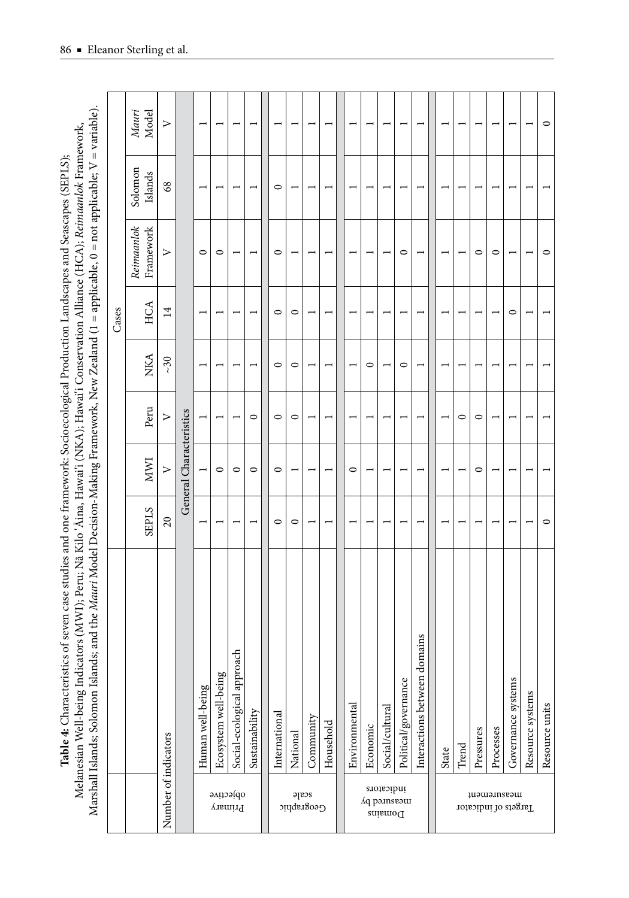**Table 4:** Characteristics of seven case studies and one framework: Socioecological Production Landscapes and Seascapes (SEPLS); Melanesian Well-being Indicators (MWI); Peru; Nā Kilo ʻĀina, Hawaiʻi (NKA); Hawaiʻi Conservation Alliance (HCA); *Reimaanlok* Framework, Marshall Islands; Solomon Islands; and the *Mauri* Model Decision-Making Framework, New Zealand (1 = applicable, 0 = not applicable; V = variable).

| | | Cases | | | | | | | |
|---|---|---|---|---|---|---|---|---|---|
| | | SEPLS | MWI | Peru | NKA | HCA | *Reimaanlok* Framework | Solomon Islands | *Mauri* Model |
| Number of indicators | | 20 | V | V | ~30 | 14 | V | 68 | V |
| General Characteristics | | | | | | | | | |
| Primary objective | Human well-being | 1 | 1 | 1 | 1 | 1 | 0 | 1 | 1 |
| | Ecosystem well-being | 1 | 0 | 1 | 1 | 1 | 0 | 1 | 1 |
| | Social-ecological approach | 1 | 0 | 1 | 1 | 1 | 1 | 1 | 1 |
| | Sustainability | 1 | 0 | 0 | 1 | 1 | 1 | 1 | 1 |
| Geographic scale | International | 0 | 0 | 0 | 0 | 0 | 0 | 0 | 1 |
| | National | 0 | 1 | 0 | 0 | 0 | 1 | 1 | 1 |
| | Community | 1 | 1 | 1 | 1 | 1 | 1 | 1 | 1 |
| | Household | 1 | 1 | 1 | 1 | 1 | 1 | 1 | 1 |
| Domains measured by indicators | Environmental | 1 | 0 | 1 | 1 | 1 | 1 | 1 | 1 |
| | Economic | 1 | 1 | 1 | 0 | 1 | 1 | 1 | 1 |
| | Social/cultural | 1 | 1 | 1 | 1 | 1 | 1 | 1 | 1 |
| | Political/governance | 1 | 1 | 1 | 0 | 1 | 0 | 1 | 1 |
| | Interactions between domains | 1 | 1 | 1 | 1 | 1 | 1 | 1 | 1 |
| Targets of indicator measurement | State | 1 | 1 | 1 | 1 | 1 | 1 | 1 | 1 |
| | Trend | 1 | 1 | 0 | 1 | 1 | 1 | 1 | 1 |
| | Pressures | 1 | 0 | 0 | 1 | 1 | 0 | 1 | 1 |
| | Processes | 1 | 1 | 1 | 1 | 1 | 0 | 1 | 1 |
| | Governance systems | 1 | 1 | 1 | 1 | 0 | 1 | 1 | 1 |
| | Resource systems | 1 | 1 | 1 | 1 | 1 | 1 | 1 | 1 |
| | Resource units | 0 | 1 | 1 | 1 | 1 | 0 | 1 | 0 |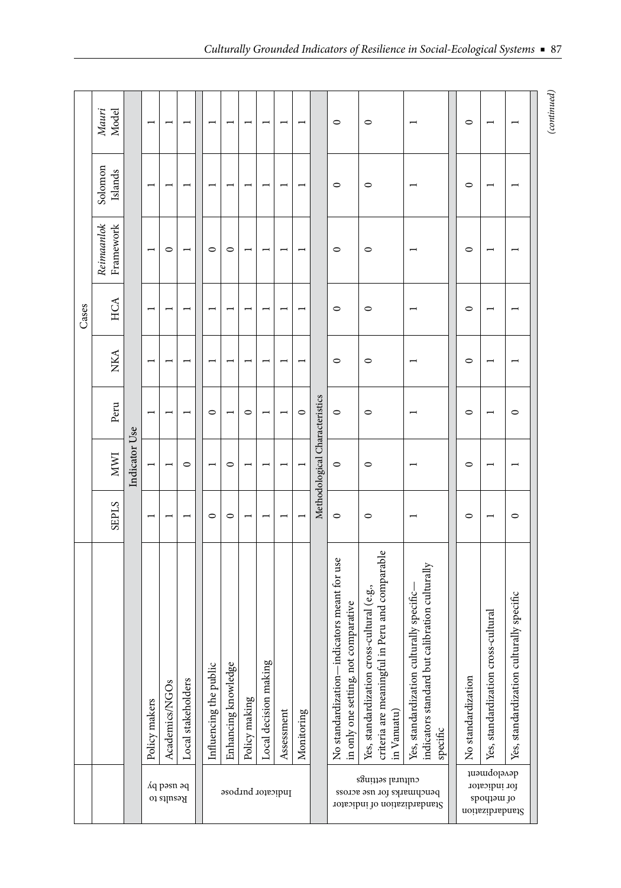| | | Cases | | | | | | | |
|---|---|---|---|---|---|---|---|---|---|
| | | SEPLS | MWI | Peru | NKA | HCA | *Reimaanlok* Framework | Solomon Islands | *Mauri* Model |
| **Indicator Use** | | | | | | | | | |
| Results to be used by | Policy makers | 1 | 1 | 1 | 1 | 1 | 1 | 1 | 1 |
| | Academics/NGOs | 1 | 1 | 1 | 1 | 1 | 0 | 1 | 1 |
| | Local stakeholders | 1 | 0 | 1 | 1 | 1 | 1 | 1 | 1 |
| Indicator purpose | Influencing the public | 0 | 1 | 0 | 1 | 1 | 0 | 1 | 1 |
| | Enhancing knowledge | 0 | 0 | 1 | 1 | 1 | 0 | 1 | 1 |
| | Policy making | 1 | 1 | 0 | 1 | 1 | 1 | 1 | 1 |
| | Local decision making | 1 | 1 | 1 | 1 | 1 | 1 | 1 | 1 |
| | Assessment | 1 | 1 | 1 | 1 | 1 | 1 | 1 | 1 |
| | Monitoring | 1 | 1 | 0 | 1 | 1 | 1 | 1 | 1 |
| **Methodological Characteristics** | | | | | | | | | |
| Standardization of indicator benchmarks for use across cultural settings | No standardization—indicators meant for use in only one setting, not comparative | 0 | 0 | 0 | 0 | 0 | 0 | 0 | 0 |
| | Yes, standardization cross-cultural (e.g., criteria are meaningful in Peru and comparable in Vanuatu) | 0 | 0 | 0 | 0 | 0 | 0 | 0 | 0 |
| | Yes, standardization culturally specific—indicators standard but calibration culturally specific | 1 | 1 | 1 | 1 | 1 | 1 | 1 | 1 |
| Standardization of methods for indicator development | No standardization | 0 | 0 | 0 | 0 | 0 | 0 | 0 | 0 |
| | Yes, standardization cross-cultural | 1 | 1 | 1 | 1 | 1 | 1 | 1 | 1 |
| | Yes, standardization culturally specific | 0 | 1 | 0 | 1 | 1 | 1 | 1 | 1 |

*(continued)*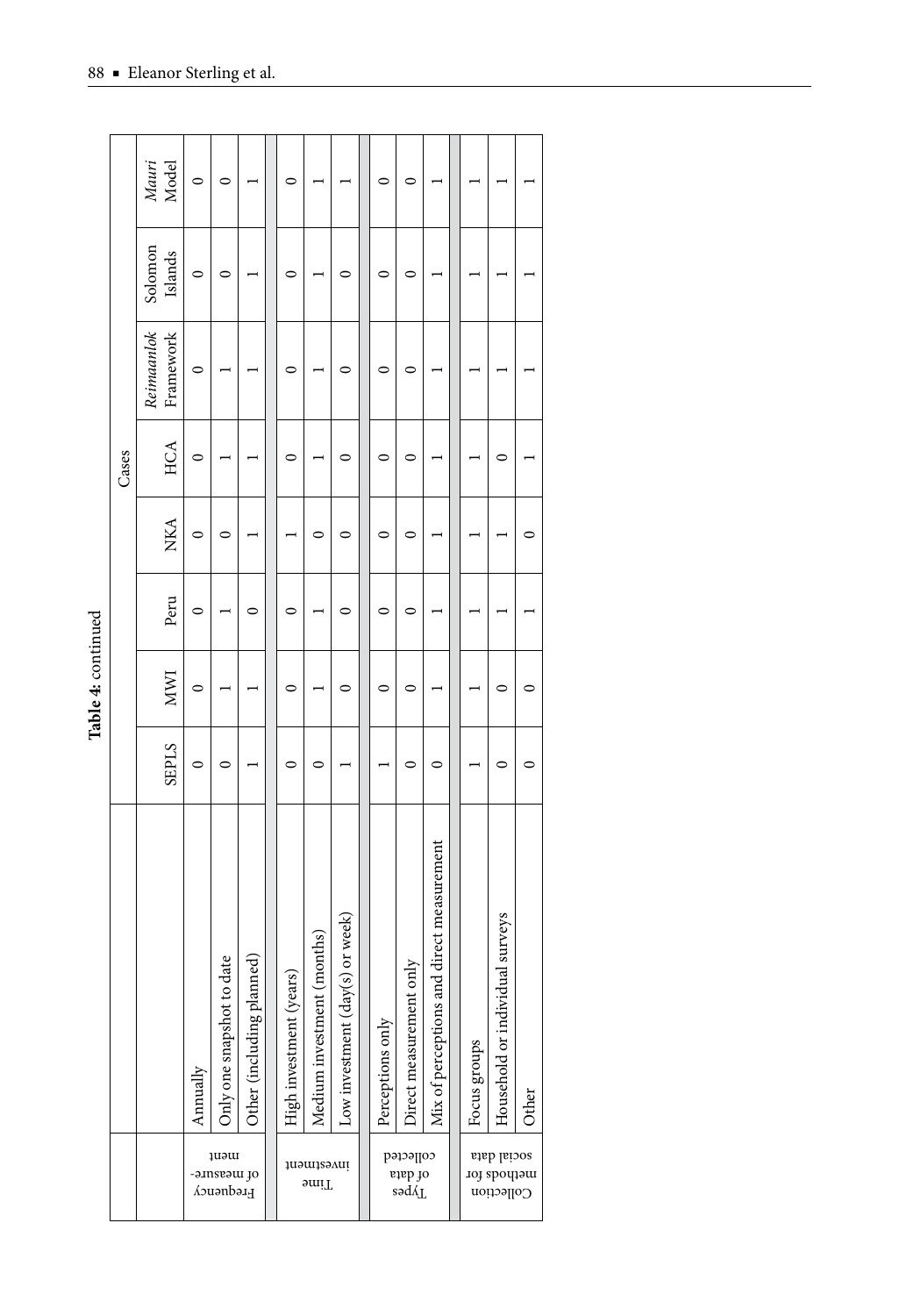**Table 4:** continued

| | | Cases | | | | | | | |
|---|---|---|---|---|---|---|---|---|---|
| | | SEPLS | MWI | Peru | NKA | HCA | *Reimaanlok* Framework | Solomon Islands | *Mauri* Model |
| Frequency of measurement | Annually | 0 | 0 | 0 | 0 | 0 | 0 | 0 | 0 |
| | Only one snapshot to date | 0 | 1 | 1 | 0 | 1 | 1 | 0 | 0 |
| | Other (including planned) | 1 | 1 | 0 | 1 | 1 | 1 | 1 | 1 |
| Time investment | High investment (years) | 0 | 0 | 0 | 1 | 0 | 0 | 0 | 0 |
| | Medium investment (months) | 0 | 1 | 1 | 0 | 1 | 1 | 1 | 1 |
| | Low investment (day(s) or week) | 1 | 0 | 0 | 0 | 0 | 0 | 0 | 1 |
| Types of data collected | Perceptions only | 1 | 0 | 0 | 0 | 0 | 0 | 0 | 0 |
| | Direct measurement only | 0 | 0 | 0 | 0 | 0 | 0 | 0 | 0 |
| | Mix of perceptions and direct measurement | 0 | 1 | 1 | 1 | 1 | 1 | 1 | 1 |
| Collection methods for social data | Focus groups | 1 | 1 | 1 | 1 | 1 | 1 | 1 | 1 |
| | Household or individual surveys | 0 | 0 | 1 | 1 | 0 | 1 | 1 | 1 |
| | Other | 0 | 0 | 1 | 0 | 1 | 1 | 1 | 1 |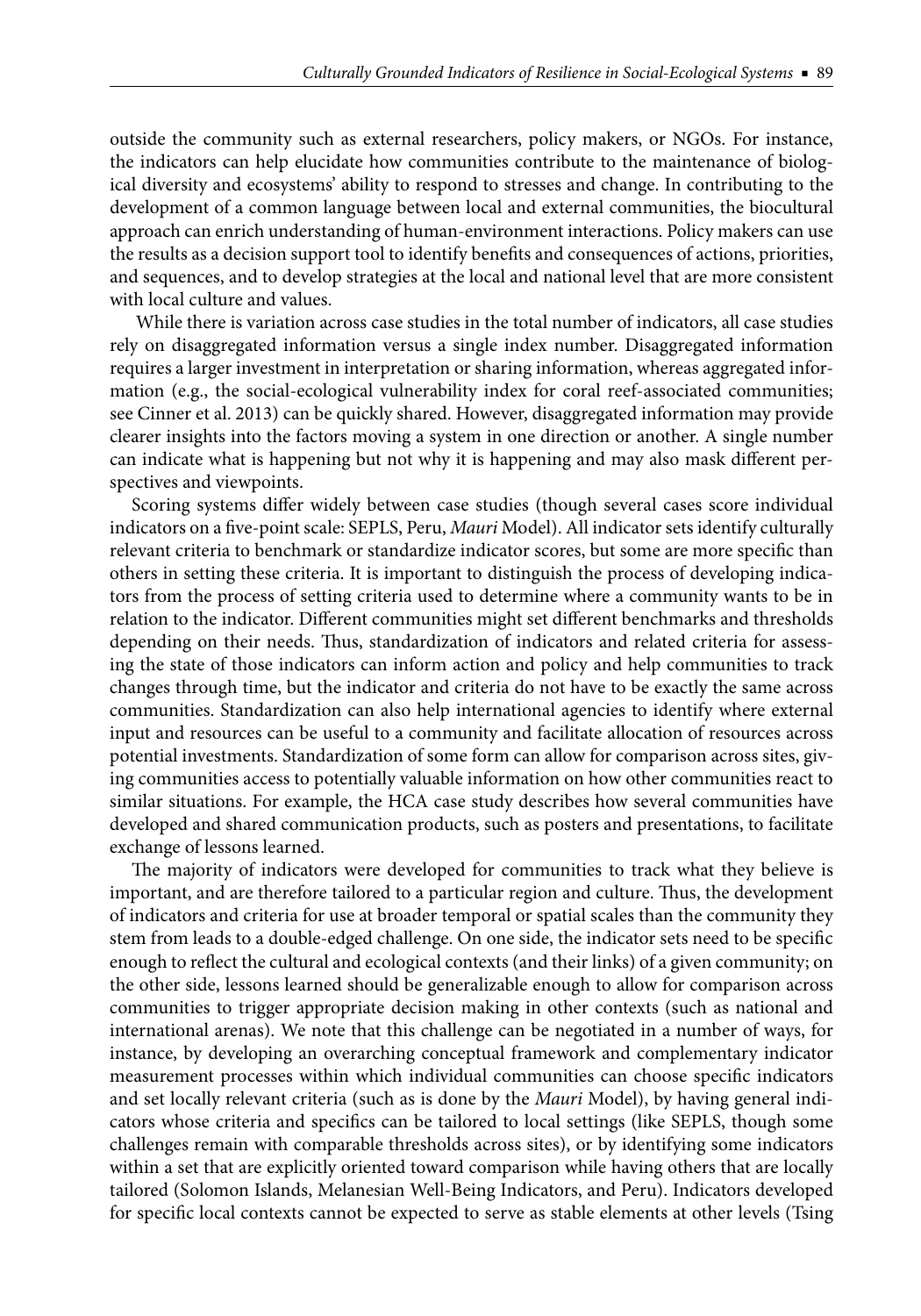outside the community such as external researchers, policy makers, or NGOs. For instance, the indicators can help elucidate how communities contribute to the maintenance of biological diversity and ecosystems' ability to respond to stresses and change. In contributing to the development of a common language between local and external communities, the biocultural approach can enrich understanding of human-environment interactions. Policy makers can use the results as a decision support tool to identify benefits and consequences of actions, priorities, and sequences, and to develop strategies at the local and national level that are more consistent with local culture and values.

While there is variation across case studies in the total number of indicators, all case studies rely on disaggregated information versus a single index number. Disaggregated information requires a larger investment in interpretation or sharing information, whereas aggregated information (e.g., the social-ecological vulnerability index for coral reef-associated communities; see Cinner et al. 2013) can be quickly shared. However, disaggregated information may provide clearer insights into the factors moving a system in one direction or another. A single number can indicate what is happening but not why it is happening and may also mask different perspectives and viewpoints.

Scoring systems differ widely between case studies (though several cases score individual indicators on a five-point scale: SEPLS, Peru, *Mauri* Model). All indicator sets identify culturally relevant criteria to benchmark or standardize indicator scores, but some are more specific than others in setting these criteria. It is important to distinguish the process of developing indicators from the process of setting criteria used to determine where a community wants to be in relation to the indicator. Different communities might set different benchmarks and thresholds depending on their needs. Thus, standardization of indicators and related criteria for assessing the state of those indicators can inform action and policy and help communities to track changes through time, but the indicator and criteria do not have to be exactly the same across communities. Standardization can also help international agencies to identify where external input and resources can be useful to a community and facilitate allocation of resources across potential investments. Standardization of some form can allow for comparison across sites, giving communities access to potentially valuable information on how other communities react to similar situations. For example, the HCA case study describes how several communities have developed and shared communication products, such as posters and presentations, to facilitate exchange of lessons learned.

The majority of indicators were developed for communities to track what they believe is important, and are therefore tailored to a particular region and culture. Thus, the development of indicators and criteria for use at broader temporal or spatial scales than the community they stem from leads to a double-edged challenge. On one side, the indicator sets need to be specific enough to reflect the cultural and ecological contexts (and their links) of a given community; on the other side, lessons learned should be generalizable enough to allow for comparison across communities to trigger appropriate decision making in other contexts (such as national and international arenas). We note that this challenge can be negotiated in a number of ways, for instance, by developing an overarching conceptual framework and complementary indicator measurement processes within which individual communities can choose specific indicators and set locally relevant criteria (such as is done by the *Mauri* Model), by having general indicators whose criteria and specifics can be tailored to local settings (like SEPLS, though some challenges remain with comparable thresholds across sites), or by identifying some indicators within a set that are explicitly oriented toward comparison while having others that are locally tailored (Solomon Islands, Melanesian Well-Being Indicators, and Peru). Indicators developed for specific local contexts cannot be expected to serve as stable elements at other levels (Tsing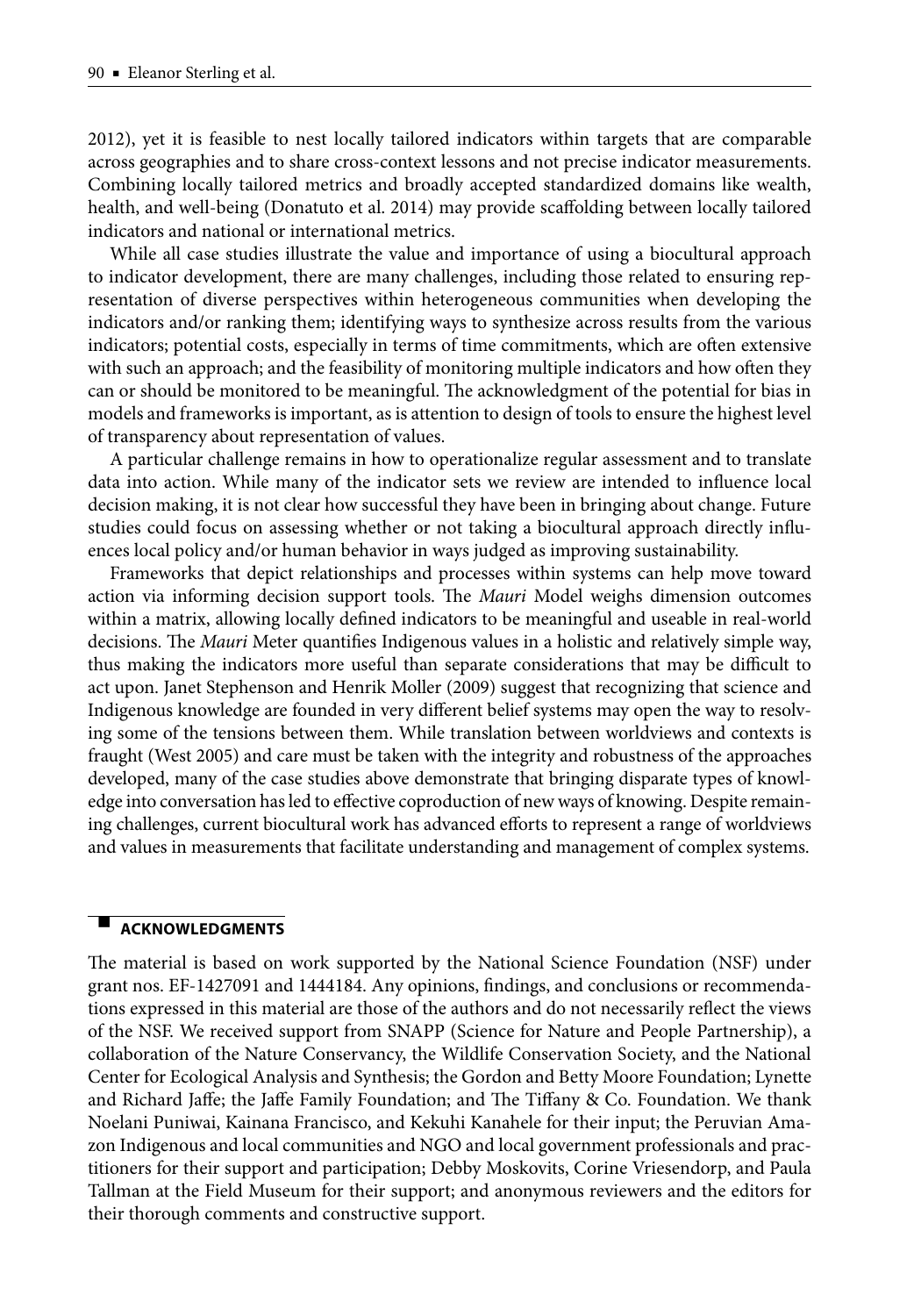2012), yet it is feasible to nest locally tailored indicators within targets that are comparable across geographies and to share cross-context lessons and not precise indicator measurements. Combining locally tailored metrics and broadly accepted standardized domains like wealth, health, and well-being (Donatuto et al. 2014) may provide scaffolding between locally tailored indicators and national or international metrics.

While all case studies illustrate the value and importance of using a biocultural approach to indicator development, there are many challenges, including those related to ensuring representation of diverse perspectives within heterogeneous communities when developing the indicators and/or ranking them; identifying ways to synthesize across results from the various indicators; potential costs, especially in terms of time commitments, which are often extensive with such an approach; and the feasibility of monitoring multiple indicators and how often they can or should be monitored to be meaningful. The acknowledgment of the potential for bias in models and frameworks is important, as is attention to design of tools to ensure the highest level of transparency about representation of values.

A particular challenge remains in how to operationalize regular assessment and to translate data into action. While many of the indicator sets we review are intended to influence local decision making, it is not clear how successful they have been in bringing about change. Future studies could focus on assessing whether or not taking a biocultural approach directly influences local policy and/or human behavior in ways judged as improving sustainability.

Frameworks that depict relationships and processes within systems can help move toward action via informing decision support tools. The *Mauri* Model weighs dimension outcomes within a matrix, allowing locally defined indicators to be meaningful and useable in real-world decisions. The *Mauri* Meter quantifies Indigenous values in a holistic and relatively simple way, thus making the indicators more useful than separate considerations that may be difficult to act upon. Janet Stephenson and Henrik Moller (2009) suggest that recognizing that science and Indigenous knowledge are founded in very different belief systems may open the way to resolving some of the tensions between them. While translation between worldviews and contexts is fraught (West 2005) and care must be taken with the integrity and robustness of the approaches developed, many of the case studies above demonstrate that bringing disparate types of knowledge into conversation has led to effective coproduction of new ways of knowing. Despite remaining challenges, current biocultural work has advanced efforts to represent a range of worldviews and values in measurements that facilitate understanding and management of complex systems.

## ACKNOWLEDGMENTS

The material is based on work supported by the National Science Foundation (NSF) under grant nos. EF-1427091 and 1444184. Any opinions, findings, and conclusions or recommendations expressed in this material are those of the authors and do not necessarily reflect the views of the NSF. We received support from SNAPP (Science for Nature and People Partnership), a collaboration of the Nature Conservancy, the Wildlife Conservation Society, and the National Center for Ecological Analysis and Synthesis; the Gordon and Betty Moore Foundation; Lynette and Richard Jaffe; the Jaffe Family Foundation; and The Tiffany & Co. Foundation. We thank Noelani Puniwai, Kainana Francisco, and Kekuhi Kanahele for their input; the Peruvian Amazon Indigenous and local communities and NGO and local government professionals and practitioners for their support and participation; Debby Moskovits, Corine Vriesendorp, and Paula Tallman at the Field Museum for their support; and anonymous reviewers and the editors for their thorough comments and constructive support.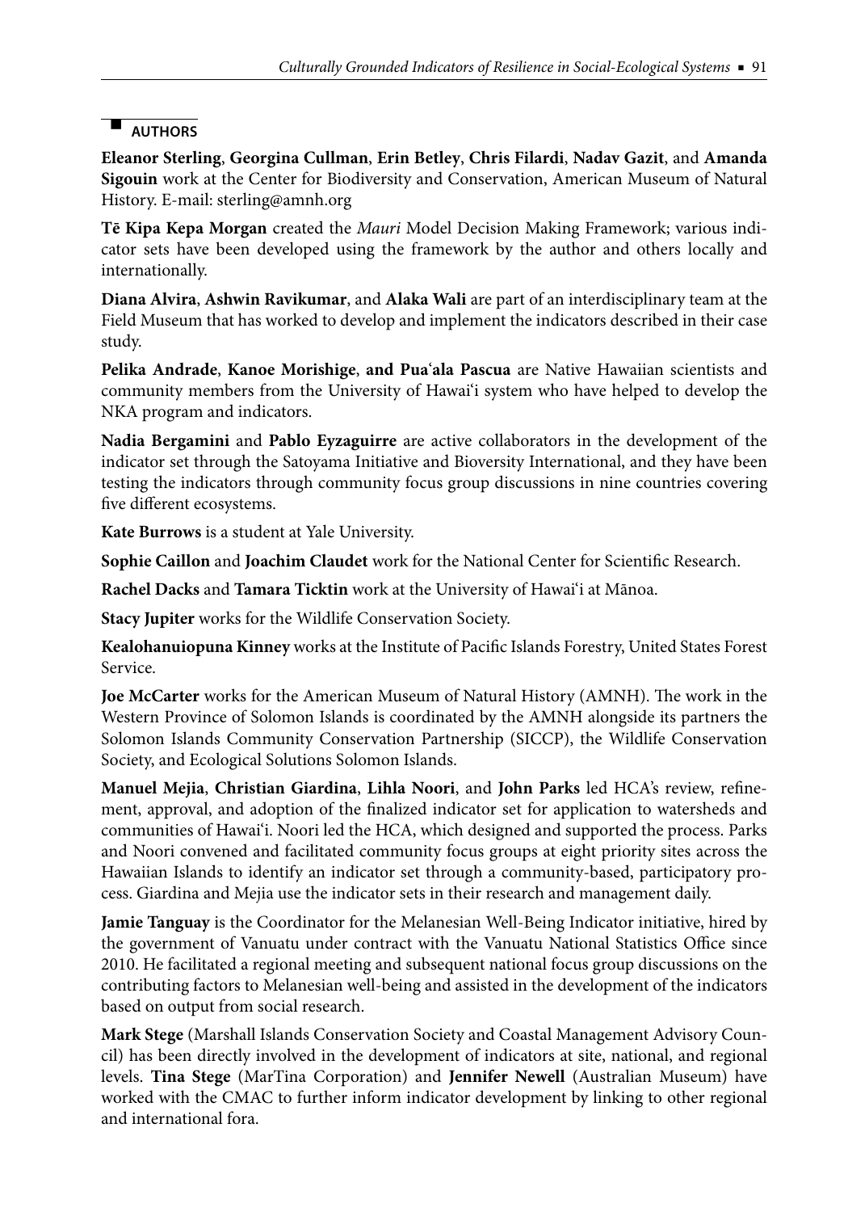## AUTHORS

**Eleanor Sterling**, **Georgina Cullman**, **Erin Betley**, **Chris Filardi**, **Nadav Gazit**, and **Amanda Sigouin** work at the Center for Biodiversity and Conservation, American Museum of Natural History. E-mail: sterling@amnh.org

**Tē Kipa Kepa Morgan** created the *Mauri* Model Decision Making Framework; various indicator sets have been developed using the framework by the author and others locally and internationally.

**Diana Alvira**, **Ashwin Ravikumar**, and **Alaka Wali** are part of an interdisciplinary team at the Field Museum that has worked to develop and implement the indicators described in their case study.

**Pelika Andrade**, **Kanoe Morishige**, **and Puaʻala Pascua** are Native Hawaiian scientists and community members from the University of Hawaiʻi system who have helped to develop the NKA program and indicators.

**Nadia Bergamini** and **Pablo Eyzaguirre** are active collaborators in the development of the indicator set through the Satoyama Initiative and Bioversity International, and they have been testing the indicators through community focus group discussions in nine countries covering five different ecosystems.

**Kate Burrows** is a student at Yale University.

**Sophie Caillon** and **Joachim Claudet** work for the National Center for Scientific Research.

**Rachel Dacks** and **Tamara Ticktin** work at the University of Hawaiʻi at Mānoa.

**Stacy Jupiter** works for the Wildlife Conservation Society.

**Kealohanuiopuna Kinney** works at the Institute of Pacific Islands Forestry, United States Forest Service.

**Joe McCarter** works for the American Museum of Natural History (AMNH). The work in the Western Province of Solomon Islands is coordinated by the AMNH alongside its partners the Solomon Islands Community Conservation Partnership (SICCP), the Wildlife Conservation Society, and Ecological Solutions Solomon Islands.

**Manuel Mejia**, **Christian Giardina**, **Lihla Noori**, and **John Parks** led HCA's review, refinement, approval, and adoption of the finalized indicator set for application to watersheds and communities of Hawaiʻi. Noori led the HCA, which designed and supported the process. Parks and Noori convened and facilitated community focus groups at eight priority sites across the Hawaiian Islands to identify an indicator set through a community-based, participatory process. Giardina and Mejia use the indicator sets in their research and management daily.

**Jamie Tanguay** is the Coordinator for the Melanesian Well-Being Indicator initiative, hired by the government of Vanuatu under contract with the Vanuatu National Statistics Office since 2010. He facilitated a regional meeting and subsequent national focus group discussions on the contributing factors to Melanesian well-being and assisted in the development of the indicators based on output from social research.

**Mark Stege** (Marshall Islands Conservation Society and Coastal Management Advisory Council) has been directly involved in the development of indicators at site, national, and regional levels. **Tina Stege** (MarTina Corporation) and **Jennifer Newell** (Australian Museum) have worked with the CMAC to further inform indicator development by linking to other regional and international fora.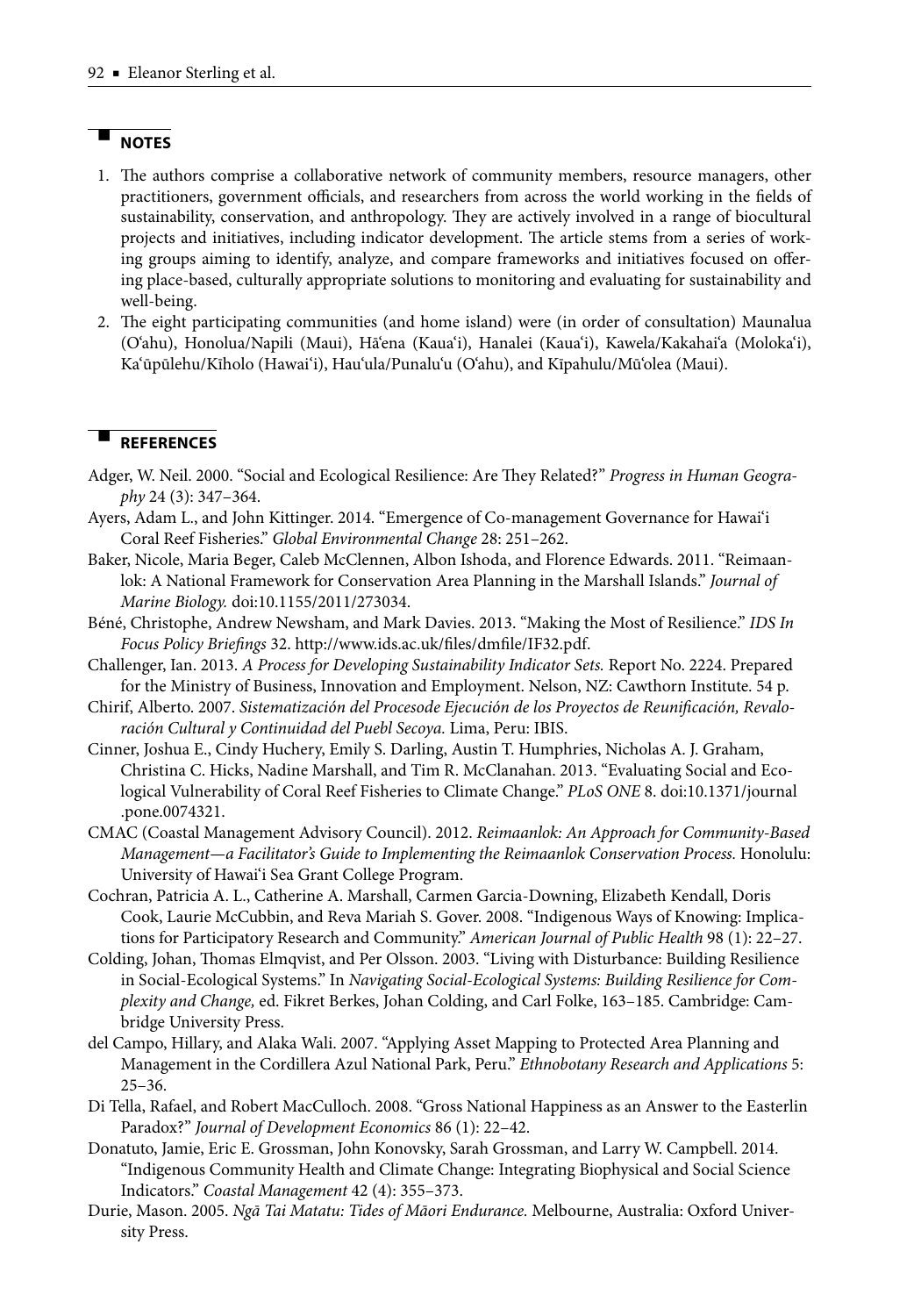## NOTES

1. The authors comprise a collaborative network of community members, resource managers, other practitioners, government officials, and researchers from across the world working in the fields of sustainability, conservation, and anthropology. They are actively involved in a range of biocultural projects and initiatives, including indicator development. The article stems from a series of working groups aiming to identify, analyze, and compare frameworks and initiatives focused on offering place-based, culturally appropriate solutions to monitoring and evaluating for sustainability and well-being.
2. The eight participating communities (and home island) were (in order of consultation) Maunalua (Oʻahu), Honolua/Napili (Maui), Hāʻena (Kauaʻi), Hanalei (Kauaʻi), Kawela/Kakahaiʻa (Molokaʻi), Kaʻūpūlehu/Kīholo (Hawaiʻi), Hauʻula/Punaluʻu (Oʻahu), and Kīpahulu/Mūʻolea (Maui).

## REFERENCES

Adger, W. Neil. 2000. "Social and Ecological Resilience: Are They Related?" *Progress in Human Geography* 24 (3): 347–364.

Ayers, Adam L., and John Kittinger. 2014. "Emergence of Co-management Governance for Hawaiʻi Coral Reef Fisheries." *Global Environmental Change* 28: 251–262.

Baker, Nicole, Maria Beger, Caleb McClennen, Albon Ishoda, and Florence Edwards. 2011. "Reimaanlok: A National Framework for Conservation Area Planning in the Marshall Islands." *Journal of Marine Biology.* doi:10.1155/2011/273034.

Béné, Christophe, Andrew Newsham, and Mark Davies. 2013. "Making the Most of Resilience." *IDS In Focus Policy Briefings* 32. http://www.ids.ac.uk/files/dmfile/IF32.pdf.

Challenger, Ian. 2013. *A Process for Developing Sustainability Indicator Sets.* Report No. 2224. Prepared for the Ministry of Business, Innovation and Employment. Nelson, NZ: Cawthorn Institute. 54 p.

Chirif, Alberto. 2007. *Sistematización del Procesode Ejecución de los Proyectos de Reunificación, Revaloración Cultural y Continuidad del Puebl Secoya.* Lima, Peru: IBIS.

Cinner, Joshua E., Cindy Huchery, Emily S. Darling, Austin T. Humphries, Nicholas A. J. Graham, Christina C. Hicks, Nadine Marshall, and Tim R. McClanahan. 2013. "Evaluating Social and Ecological Vulnerability of Coral Reef Fisheries to Climate Change." *PLoS ONE* 8. doi:10.1371/journal.pone.0074321.

CMAC (Coastal Management Advisory Council). 2012. *Reimaanlok: An Approach for Community-Based Management—a Facilitator's Guide to Implementing the Reimaanlok Conservation Process.* Honolulu: University of Hawaiʻi Sea Grant College Program.

Cochran, Patricia A. L., Catherine A. Marshall, Carmen Garcia-Downing, Elizabeth Kendall, Doris Cook, Laurie McCubbin, and Reva Mariah S. Gover. 2008. "Indigenous Ways of Knowing: Implications for Participatory Research and Community." *American Journal of Public Health* 98 (1): 22–27.

Colding, Johan, Thomas Elmqvist, and Per Olsson. 2003. "Living with Disturbance: Building Resilience in Social-Ecological Systems." In *Navigating Social-Ecological Systems: Building Resilience for Complexity and Change,* ed. Fikret Berkes, Johan Colding, and Carl Folke, 163–185. Cambridge: Cambridge University Press.

del Campo, Hillary, and Alaka Wali. 2007. "Applying Asset Mapping to Protected Area Planning and Management in the Cordillera Azul National Park, Peru." *Ethnobotany Research and Applications* 5: 25–36.

Di Tella, Rafael, and Robert MacCulloch. 2008. "Gross National Happiness as an Answer to the Easterlin Paradox?" *Journal of Development Economics* 86 (1): 22–42.

Donatuto, Jamie, Eric E. Grossman, John Konovsky, Sarah Grossman, and Larry W. Campbell. 2014. "Indigenous Community Health and Climate Change: Integrating Biophysical and Social Science Indicators." *Coastal Management* 42 (4): 355–373.

Durie, Mason. 2005. *Ngā Tai Matatu: Tides of Māori Endurance.* Melbourne, Australia: Oxford University Press.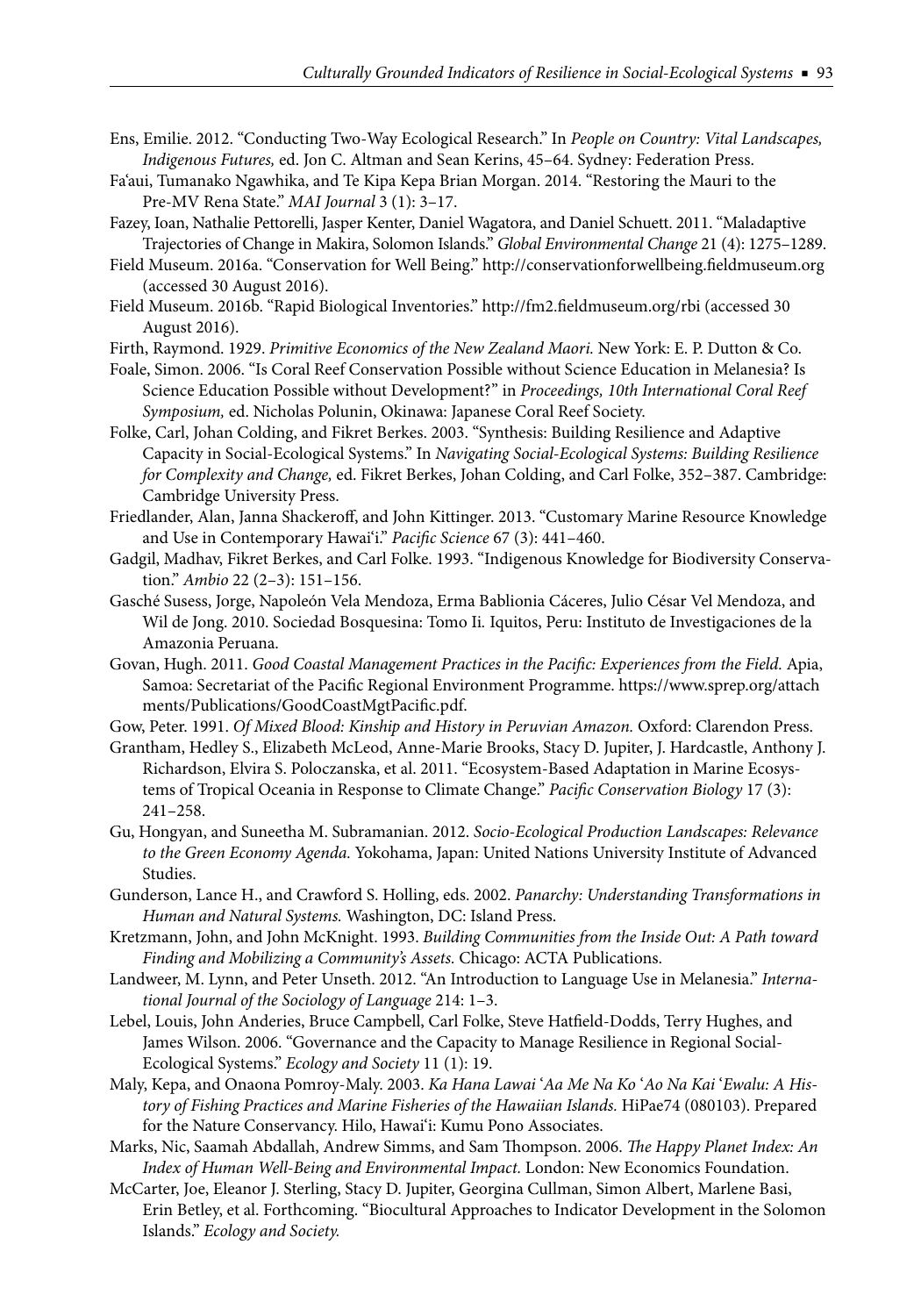Ens, Emilie. 2012. "Conducting Two-Way Ecological Research." In *People on Country: Vital Landscapes, Indigenous Futures,* ed. Jon C. Altman and Sean Kerins, 45–64. Sydney: Federation Press.

Fa'aui, Tumanako Ngawhika, and Te Kipa Kepa Brian Morgan. 2014. "Restoring the Mauri to the Pre-MV Rena State." *MAI Journal* 3 (1): 3–17.

Fazey, Ioan, Nathalie Pettorelli, Jasper Kenter, Daniel Wagatora, and Daniel Schuett. 2011. "Maladaptive Trajectories of Change in Makira, Solomon Islands." *Global Environmental Change* 21 (4): 1275–1289.

Field Museum. 2016a. "Conservation for Well Being." http://conservationforwellbeing.fieldmuseum.org (accessed 30 August 2016).

Field Museum. 2016b. "Rapid Biological Inventories." http://fm2.fieldmuseum.org/rbi (accessed 30 August 2016).

Firth, Raymond. 1929. *Primitive Economics of the New Zealand Maori.* New York: E. P. Dutton & Co.

Foale, Simon. 2006. "Is Coral Reef Conservation Possible without Science Education in Melanesia? Is Science Education Possible without Development?" in *Proceedings, 10th International Coral Reef Symposium,* ed. Nicholas Polunin, Okinawa: Japanese Coral Reef Society.

Folke, Carl, Johan Colding, and Fikret Berkes. 2003. "Synthesis: Building Resilience and Adaptive Capacity in Social-Ecological Systems." In *Navigating Social-Ecological Systems: Building Resilience for Complexity and Change,* ed. Fikret Berkes, Johan Colding, and Carl Folke, 352–387. Cambridge: Cambridge University Press.

Friedlander, Alan, Janna Shackeroff, and John Kittinger. 2013. "Customary Marine Resource Knowledge and Use in Contemporary Hawai'i." *Pacific Science* 67 (3): 441–460.

Gadgil, Madhav, Fikret Berkes, and Carl Folke. 1993. "Indigenous Knowledge for Biodiversity Conservation." *Ambio* 22 (2–3): 151–156.

Gasché Susess, Jorge, Napoleón Vela Mendoza, Erma Bablionia Cáceres, Julio César Vel Mendoza, and Wil de Jong. 2010. Sociedad Bosquesina: Tomo Ii*.* Iquitos, Peru: Instituto de Investigaciones de la Amazonia Peruana.

Govan, Hugh. 2011. *Good Coastal Management Practices in the Pacific: Experiences from the Field.* Apia, Samoa: Secretariat of the Pacific Regional Environment Programme. https://www.sprep.org/attachments/Publications/GoodCoastMgtPacific.pdf.

Gow, Peter. 1991. *Of Mixed Blood: Kinship and History in Peruvian Amazon.* Oxford: Clarendon Press.

Grantham, Hedley S., Elizabeth McLeod, Anne-Marie Brooks, Stacy D. Jupiter, J. Hardcastle, Anthony J. Richardson, Elvira S. Poloczanska, et al. 2011. "Ecosystem-Based Adaptation in Marine Ecosystems of Tropical Oceania in Response to Climate Change." *Pacific Conservation Biology* 17 (3): 241–258.

Gu, Hongyan, and Suneetha M. Subramanian. 2012. *Socio-Ecological Production Landscapes: Relevance to the Green Economy Agenda.* Yokohama, Japan: United Nations University Institute of Advanced Studies.

Gunderson, Lance H., and Crawford S. Holling, eds. 2002. *Panarchy: Understanding Transformations in Human and Natural Systems.* Washington, DC: Island Press.

Kretzmann, John, and John McKnight. 1993. *Building Communities from the Inside Out: A Path toward Finding and Mobilizing a Community's Assets.* Chicago: ACTA Publications.

Landweer, M. Lynn, and Peter Unseth. 2012. "An Introduction to Language Use in Melanesia." *International Journal of the Sociology of Language* 214: 1–3.

Lebel, Louis, John Anderies, Bruce Campbell, Carl Folke, Steve Hatfield-Dodds, Terry Hughes, and James Wilson. 2006. "Governance and the Capacity to Manage Resilience in Regional Social-Ecological Systems." *Ecology and Society* 11 (1): 19.

Maly, Kepa, and Onaona Pomroy-Maly. 2003. *Ka Hana Lawai 'Aa Me Na Ko 'Ao Na Kai 'Ewalu: A History of Fishing Practices and Marine Fisheries of the Hawaiian Islands.* HiPae74 (080103). Prepared for the Nature Conservancy. Hilo, Hawai'i: Kumu Pono Associates.

Marks, Nic, Saamah Abdallah, Andrew Simms, and Sam Thompson. 2006. *The Happy Planet Index: An Index of Human Well-Being and Environmental Impact.* London: New Economics Foundation.

McCarter, Joe, Eleanor J. Sterling, Stacy D. Jupiter, Georgina Cullman, Simon Albert, Marlene Basi, Erin Betley, et al. Forthcoming. "Biocultural Approaches to Indicator Development in the Solomon Islands." *Ecology and Society.*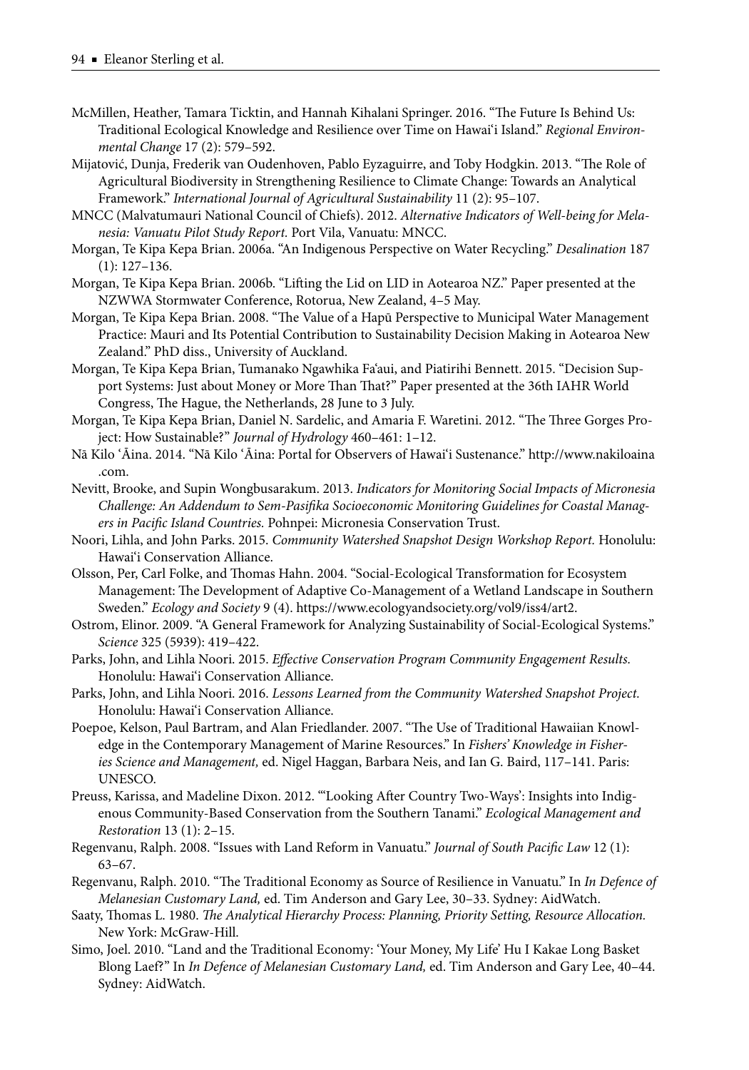McMillen, Heather, Tamara Ticktin, and Hannah Kihalani Springer. 2016. "The Future Is Behind Us: Traditional Ecological Knowledge and Resilience over Time on Hawai'i Island." *Regional Environmental Change* 17 (2): 579–592.

Mijatović, Dunja, Frederik van Oudenhoven, Pablo Eyzaguirre, and Toby Hodgkin. 2013. "The Role of Agricultural Biodiversity in Strengthening Resilience to Climate Change: Towards an Analytical Framework." *International Journal of Agricultural Sustainability* 11 (2): 95–107.

MNCC (Malvatumauri National Council of Chiefs). 2012. *Alternative Indicators of Well-being for Melanesia: Vanuatu Pilot Study Report.* Port Vila, Vanuatu: MNCC.

Morgan, Te Kipa Kepa Brian. 2006a. "An Indigenous Perspective on Water Recycling." *Desalination* 187 (1): 127–136.

Morgan, Te Kipa Kepa Brian. 2006b. "Lifting the Lid on LID in Aotearoa NZ." Paper presented at the NZWWA Stormwater Conference, Rotorua, New Zealand, 4–5 May.

Morgan, Te Kipa Kepa Brian. 2008. "The Value of a Hapū Perspective to Municipal Water Management Practice: Mauri and Its Potential Contribution to Sustainability Decision Making in Aotearoa New Zealand." PhD diss., University of Auckland.

Morgan, Te Kipa Kepa Brian, Tumanako Ngawhika Fa'aui, and Piatirihi Bennett. 2015. "Decision Support Systems: Just about Money or More Than That?" Paper presented at the 36th IAHR World Congress, The Hague, the Netherlands, 28 June to 3 July.

Morgan, Te Kipa Kepa Brian, Daniel N. Sardelic, and Amaria F. Waretini. 2012. "The Three Gorges Project: How Sustainable?" *Journal of Hydrology* 460–461: 1–12.

Nā Kilo 'Āina. 2014. "Nā Kilo 'Āina: Portal for Observers of Hawai'i Sustenance." http://www.nakiloaina.com.

Nevitt, Brooke, and Supin Wongbusarakum. 2013. *Indicators for Monitoring Social Impacts of Micronesia Challenge: An Addendum to Sem-Pasifika Socioeconomic Monitoring Guidelines for Coastal Managers in Pacific Island Countries.* Pohnpei: Micronesia Conservation Trust.

Noori, Lihla, and John Parks. 2015. *Community Watershed Snapshot Design Workshop Report.* Honolulu: Hawai'i Conservation Alliance.

Olsson, Per, Carl Folke, and Thomas Hahn. 2004. "Social-Ecological Transformation for Ecosystem Management: The Development of Adaptive Co-Management of a Wetland Landscape in Southern Sweden." *Ecology and Society* 9 (4). https://www.ecologyandsociety.org/vol9/iss4/art2.

Ostrom, Elinor. 2009. "A General Framework for Analyzing Sustainability of Social-Ecological Systems." *Science* 325 (5939): 419–422.

Parks, John, and Lihla Noori. 2015. *Effective Conservation Program Community Engagement Results.* Honolulu: Hawai'i Conservation Alliance.

Parks, John, and Lihla Noori. 2016. *Lessons Learned from the Community Watershed Snapshot Project.* Honolulu: Hawai'i Conservation Alliance.

Poepoe, Kelson, Paul Bartram, and Alan Friedlander. 2007. "The Use of Traditional Hawaiian Knowledge in the Contemporary Management of Marine Resources." In *Fishers' Knowledge in Fisheries Science and Management,* ed. Nigel Haggan, Barbara Neis, and Ian G. Baird, 117–141. Paris: UNESCO.

Preuss, Karissa, and Madeline Dixon. 2012. "'Looking After Country Two-Ways': Insights into Indigenous Community-Based Conservation from the Southern Tanami." *Ecological Management and Restoration* 13 (1): 2–15.

Regenvanu, Ralph. 2008. "Issues with Land Reform in Vanuatu." *Journal of South Pacific Law* 12 (1): 63–67.

Regenvanu, Ralph. 2010. "The Traditional Economy as Source of Resilience in Vanuatu." In *In Defence of Melanesian Customary Land,* ed. Tim Anderson and Gary Lee, 30–33. Sydney: AidWatch.

Saaty, Thomas L. 1980. *The Analytical Hierarchy Process: Planning, Priority Setting, Resource Allocation.* New York: McGraw-Hill.

Simo, Joel. 2010. "Land and the Traditional Economy: 'Your Money, My Life' Hu I Kakae Long Basket Blong Laef?" In *In Defence of Melanesian Customary Land,* ed. Tim Anderson and Gary Lee, 40–44. Sydney: AidWatch.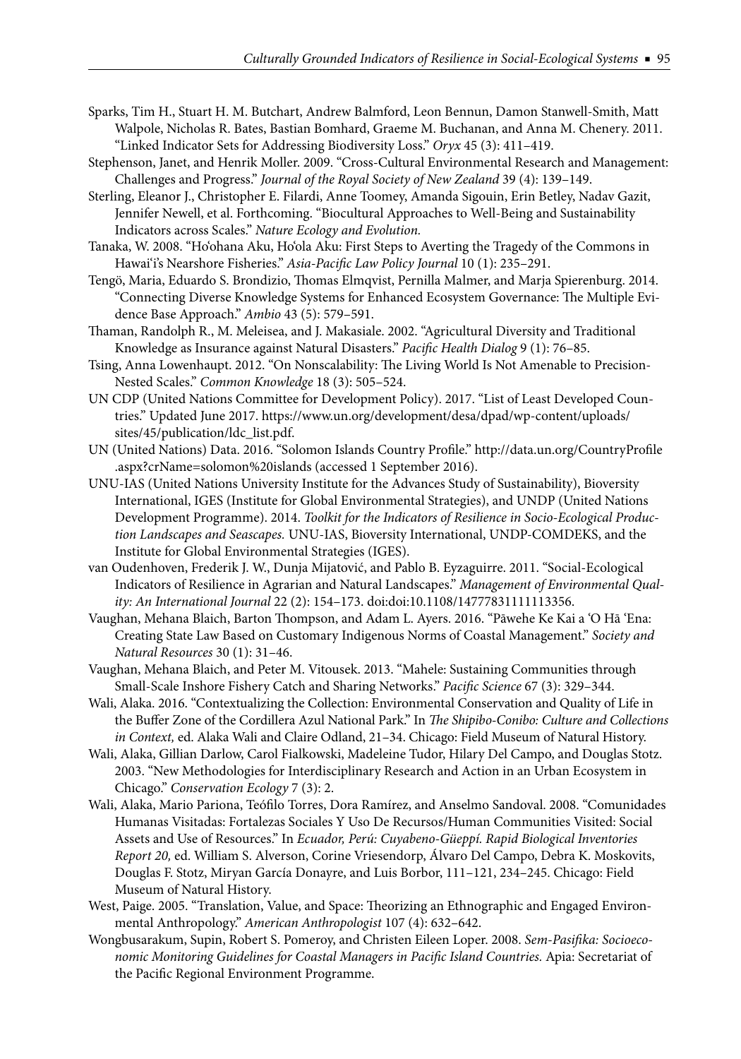Sparks, Tim H., Stuart H. M. Butchart, Andrew Balmford, Leon Bennun, Damon Stanwell-Smith, Matt Walpole, Nicholas R. Bates, Bastian Bomhard, Graeme M. Buchanan, and Anna M. Chenery. 2011. "Linked Indicator Sets for Addressing Biodiversity Loss." *Oryx* 45 (3): 411–419.

Stephenson, Janet, and Henrik Moller. 2009. "Cross-Cultural Environmental Research and Management: Challenges and Progress." *Journal of the Royal Society of New Zealand* 39 (4): 139–149.

Sterling, Eleanor J., Christopher E. Filardi, Anne Toomey, Amanda Sigouin, Erin Betley, Nadav Gazit, Jennifer Newell, et al. Forthcoming. "Biocultural Approaches to Well-Being and Sustainability Indicators across Scales." *Nature Ecology and Evolution.*

Tanaka, W. 2008. "Hoʻohana Aku, Hoʻola Aku: First Steps to Averting the Tragedy of the Commons in Hawaiʻi's Nearshore Fisheries." *Asia-Pacific Law Policy Journal* 10 (1): 235–291.

Tengö, Maria, Eduardo S. Brondizio, Thomas Elmqvist, Pernilla Malmer, and Marja Spierenburg. 2014. "Connecting Diverse Knowledge Systems for Enhanced Ecosystem Governance: The Multiple Evidence Base Approach." *Ambio* 43 (5): 579–591.

Thaman, Randolph R., M. Meleisea, and J. Makasiale. 2002. "Agricultural Diversity and Traditional Knowledge as Insurance against Natural Disasters." *Pacific Health Dialog* 9 (1): 76–85.

Tsing, Anna Lowenhaupt. 2012. "On Nonscalability: The Living World Is Not Amenable to Precision-Nested Scales." *Common Knowledge* 18 (3): 505–524.

UN CDP (United Nations Committee for Development Policy). 2017. "List of Least Developed Countries." Updated June 2017. https://www.un.org/development/desa/dpad/wp-content/uploads/sites/45/publication/ldc_list.pdf.

UN (United Nations) Data. 2016. "Solomon Islands Country Profile." http://data.un.org/CountryProfile.aspx?crName=solomon%20islands (accessed 1 September 2016).

UNU-IAS (United Nations University Institute for the Advances Study of Sustainability), Bioversity International, IGES (Institute for Global Environmental Strategies), and UNDP (United Nations Development Programme). 2014. *Toolkit for the Indicators of Resilience in Socio-Ecological Production Landscapes and Seascapes.* UNU-IAS, Bioversity International, UNDP-COMDEKS, and the Institute for Global Environmental Strategies (IGES).

van Oudenhoven, Frederik J. W., Dunja Mijatović, and Pablo B. Eyzaguirre. 2011. "Social-Ecological Indicators of Resilience in Agrarian and Natural Landscapes." *Management of Environmental Quality: An International Journal* 22 (2): 154–173. doi:doi:10.1108/14777831111113356.

Vaughan, Mehana Blaich, Barton Thompson, and Adam L. Ayers. 2016. "Pāwehe Ke Kai a ʻO Hā ʻEna: Creating State Law Based on Customary Indigenous Norms of Coastal Management." *Society and Natural Resources* 30 (1): 31–46.

Vaughan, Mehana Blaich, and Peter M. Vitousek. 2013. "Mahele: Sustaining Communities through Small-Scale Inshore Fishery Catch and Sharing Networks." *Pacific Science* 67 (3): 329–344.

Wali, Alaka. 2016. "Contextualizing the Collection: Environmental Conservation and Quality of Life in the Buffer Zone of the Cordillera Azul National Park." In *The Shipibo-Conibo: Culture and Collections in Context,* ed. Alaka Wali and Claire Odland, 21–34. Chicago: Field Museum of Natural History.

Wali, Alaka, Gillian Darlow, Carol Fialkowski, Madeleine Tudor, Hilary Del Campo, and Douglas Stotz. 2003. "New Methodologies for Interdisciplinary Research and Action in an Urban Ecosystem in Chicago." *Conservation Ecology* 7 (3): 2.

Wali, Alaka, Mario Pariona, Teófilo Torres, Dora Ramírez, and Anselmo Sandoval. 2008. "Comunidades Humanas Visitadas: Fortalezas Sociales Y Uso De Recursos/Human Communities Visited: Social Assets and Use of Resources." In *Ecuador, Perú: Cuyabeno-Güeppí. Rapid Biological Inventories Report 20,* ed. William S. Alverson, Corine Vriesendorp, Álvaro Del Campo, Debra K. Moskovits, Douglas F. Stotz, Miryan García Donayre, and Luis Borbor, 111–121, 234–245. Chicago: Field Museum of Natural History.

West, Paige. 2005. "Translation, Value, and Space: Theorizing an Ethnographic and Engaged Environmental Anthropology." *American Anthropologist* 107 (4): 632–642.

Wongbusarakum, Supin, Robert S. Pomeroy, and Christen Eileen Loper. 2008. *Sem-Pasifika: Socioeconomic Monitoring Guidelines for Coastal Managers in Pacific Island Countries.* Apia: Secretariat of the Pacific Regional Environment Programme.